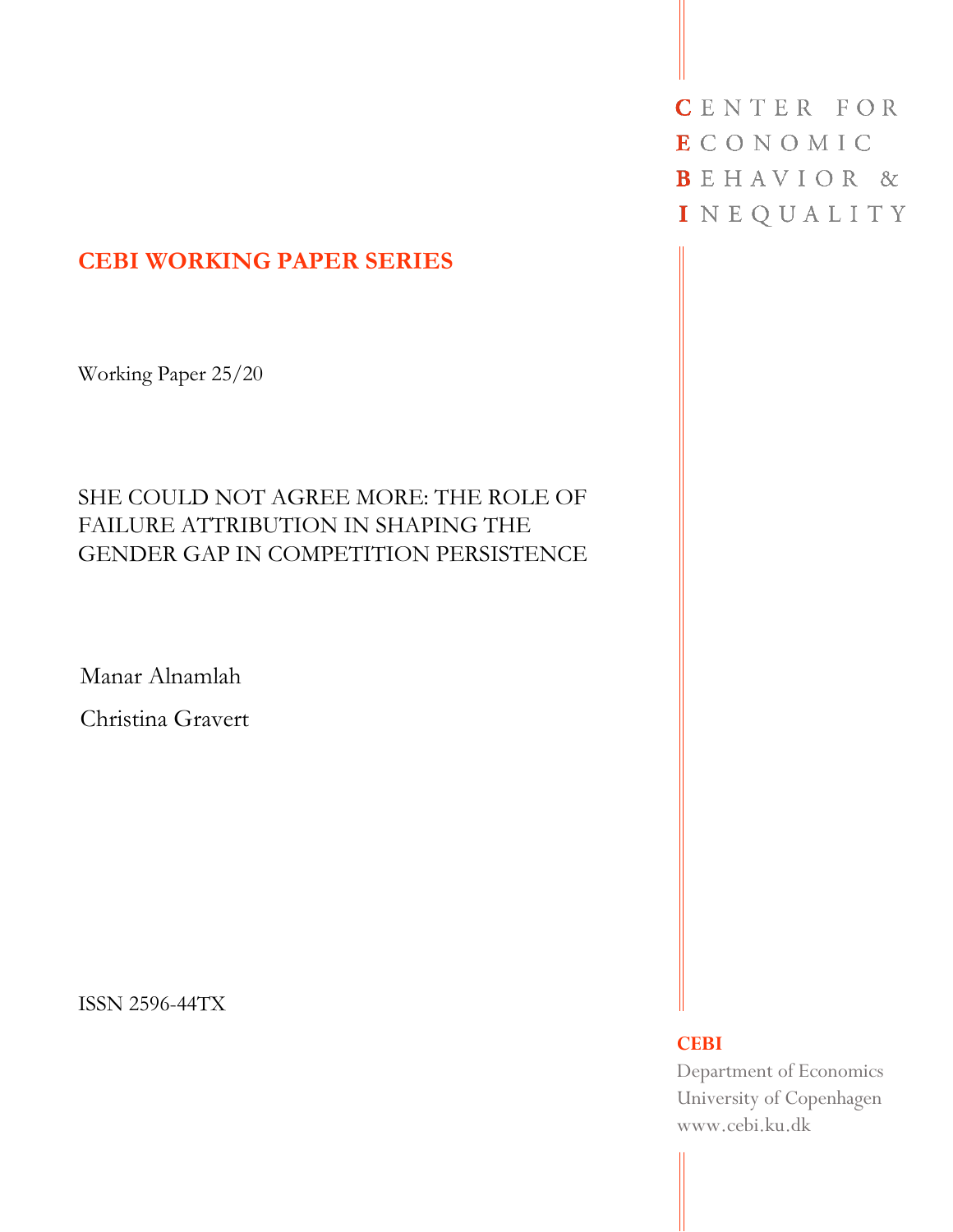CENTER FOR
ECONOMIC
BEHAVIOR &
INEQUALITY

**CEBI WORKING PAPER SERIES**

Working Paper 25/20

# SHE COULD NOT AGREE MORE: THE ROLE OF FAILURE ATTRIBUTION IN SHAPING THE GENDER GAP IN COMPETITION PERSISTENCE

Manar Alnamlah

Christina Gravert

ISSN 2596-44TX

**CEBI**
Department of Economics
University of Copenhagen
www.cebi.ku.dk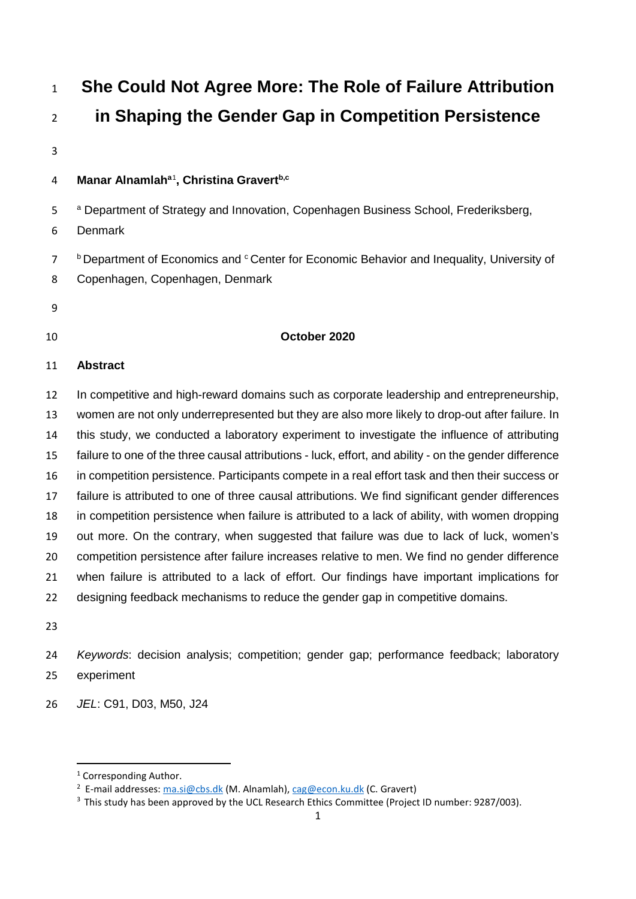# She Could Not Agree More: The Role of Failure Attribution in Shaping the Gender Gap in Competition Persistence

**Manar Alnamlah**[a][1]**, Christina Gravert**[b,c]

[a] Department of Strategy and Innovation, Copenhagen Business School, Frederiksberg, Denmark

[b] Department of Economics and [c] Center for Economic Behavior and Inequality, University of Copenhagen, Copenhagen, Denmark

**October 2020**

**Abstract**

In competitive and high-reward domains such as corporate leadership and entrepreneurship, women are not only underrepresented but they are also more likely to drop-out after failure. In this study, we conducted a laboratory experiment to investigate the influence of attributing failure to one of the three causal attributions - luck, effort, and ability - on the gender difference in competition persistence. Participants compete in a real effort task and then their success or failure is attributed to one of three causal attributions. We find significant gender differences in competition persistence when failure is attributed to a lack of ability, with women dropping out more. On the contrary, when suggested that failure was due to lack of luck, women's competition persistence after failure increases relative to men. We find no gender difference when failure is attributed to a lack of effort. Our findings have important implications for designing feedback mechanisms to reduce the gender gap in competitive domains.

*Keywords*: decision analysis; competition; gender gap; performance feedback; laboratory experiment

*JEL*: C91, D03, M50, J24

---

[1] Corresponding Author.

[2] E-mail addresses: ma.si@cbs.dk (M. Alnamlah), cag@econ.ku.dk (C. Gravert)

[3] This study has been approved by the UCL Research Ethics Committee (Project ID number: 9287/003).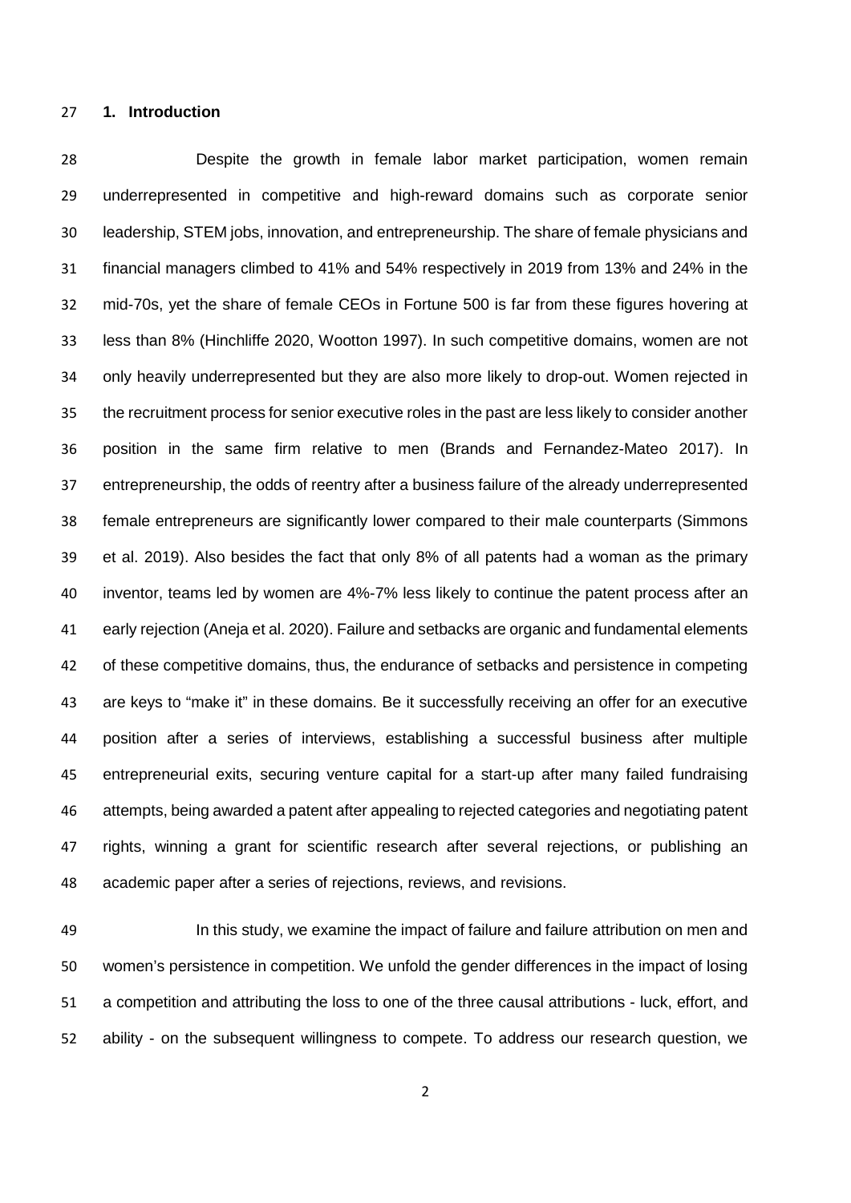## 1. Introduction

Despite the growth in female labor market participation, women remain underrepresented in competitive and high-reward domains such as corporate senior leadership, STEM jobs, innovation, and entrepreneurship. The share of female physicians and financial managers climbed to 41% and 54% respectively in 2019 from 13% and 24% in the mid-70s, yet the share of female CEOs in Fortune 500 is far from these figures hovering at less than 8% (Hinchliffe 2020, Wootton 1997). In such competitive domains, women are not only heavily underrepresented but they are also more likely to drop-out. Women rejected in the recruitment process for senior executive roles in the past are less likely to consider another position in the same firm relative to men (Brands and Fernandez-Mateo 2017). In entrepreneurship, the odds of reentry after a business failure of the already underrepresented female entrepreneurs are significantly lower compared to their male counterparts (Simmons et al. 2019). Also besides the fact that only 8% of all patents had a woman as the primary inventor, teams led by women are 4%-7% less likely to continue the patent process after an early rejection (Aneja et al. 2020). Failure and setbacks are organic and fundamental elements of these competitive domains, thus, the endurance of setbacks and persistence in competing are keys to "make it" in these domains. Be it successfully receiving an offer for an executive position after a series of interviews, establishing a successful business after multiple entrepreneurial exits, securing venture capital for a start-up after many failed fundraising attempts, being awarded a patent after appealing to rejected categories and negotiating patent rights, winning a grant for scientific research after several rejections, or publishing an academic paper after a series of rejections, reviews, and revisions.

In this study, we examine the impact of failure and failure attribution on men and women's persistence in competition. We unfold the gender differences in the impact of losing a competition and attributing the loss to one of the three causal attributions - luck, effort, and ability - on the subsequent willingness to compete. To address our research question, we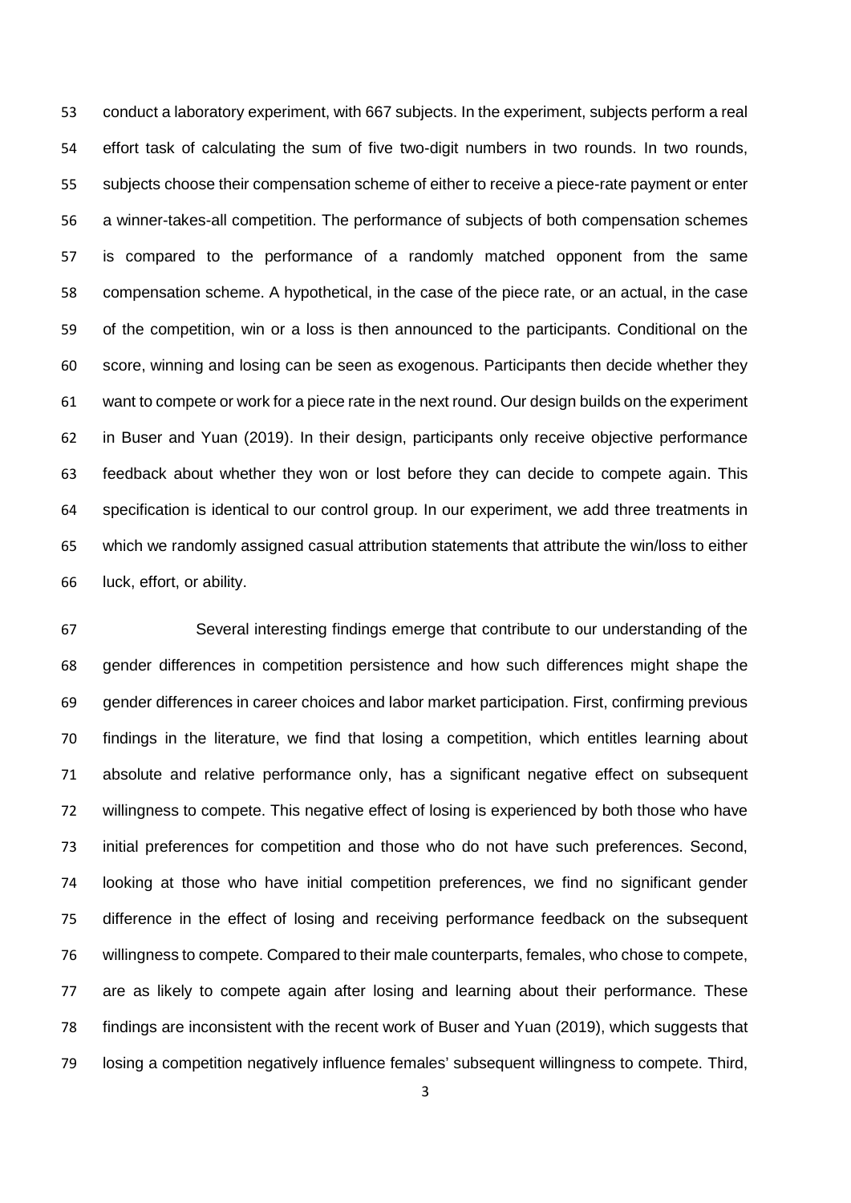conduct a laboratory experiment, with 667 subjects. In the experiment, subjects perform a real effort task of calculating the sum of five two-digit numbers in two rounds. In two rounds, subjects choose their compensation scheme of either to receive a piece-rate payment or enter a winner-takes-all competition. The performance of subjects of both compensation schemes is compared to the performance of a randomly matched opponent from the same compensation scheme. A hypothetical, in the case of the piece rate, or an actual, in the case of the competition, win or a loss is then announced to the participants. Conditional on the score, winning and losing can be seen as exogenous. Participants then decide whether they want to compete or work for a piece rate in the next round. Our design builds on the experiment in Buser and Yuan (2019). In their design, participants only receive objective performance feedback about whether they won or lost before they can decide to compete again. This specification is identical to our control group. In our experiment, we add three treatments in which we randomly assigned casual attribution statements that attribute the win/loss to either luck, effort, or ability.

Several interesting findings emerge that contribute to our understanding of the gender differences in competition persistence and how such differences might shape the gender differences in career choices and labor market participation. First, confirming previous findings in the literature, we find that losing a competition, which entitles learning about absolute and relative performance only, has a significant negative effect on subsequent willingness to compete. This negative effect of losing is experienced by both those who have initial preferences for competition and those who do not have such preferences. Second, looking at those who have initial competition preferences, we find no significant gender difference in the effect of losing and receiving performance feedback on the subsequent willingness to compete. Compared to their male counterparts, females, who chose to compete, are as likely to compete again after losing and learning about their performance. These findings are inconsistent with the recent work of Buser and Yuan (2019), which suggests that losing a competition negatively influence females' subsequent willingness to compete. Third,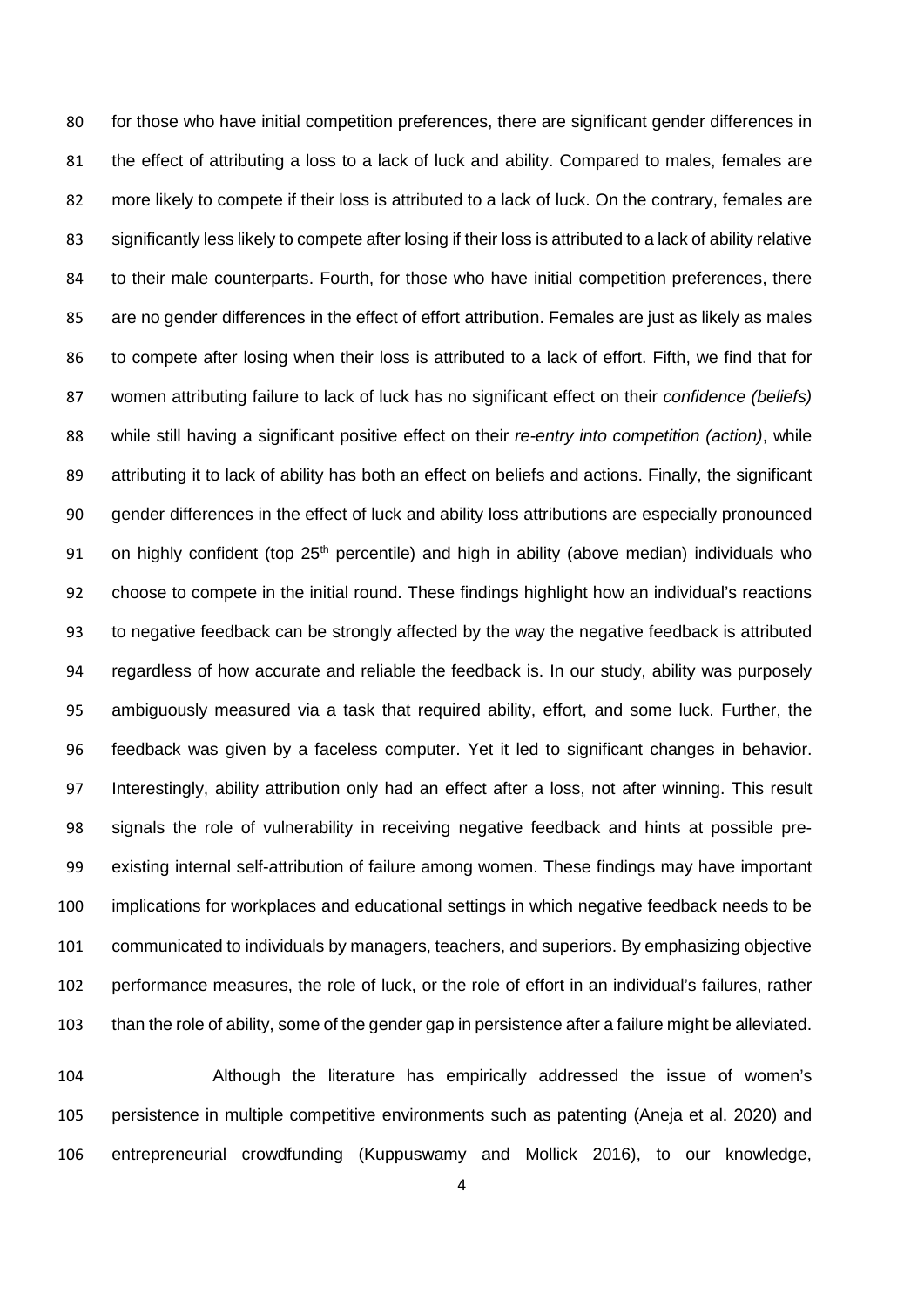for those who have initial competition preferences, there are significant gender differences in the effect of attributing a loss to a lack of luck and ability. Compared to males, females are more likely to compete if their loss is attributed to a lack of luck. On the contrary, females are significantly less likely to compete after losing if their loss is attributed to a lack of ability relative to their male counterparts. Fourth, for those who have initial competition preferences, there are no gender differences in the effect of effort attribution. Females are just as likely as males to compete after losing when their loss is attributed to a lack of effort. Fifth, we find that for women attributing failure to lack of luck has no significant effect on their *confidence (beliefs)* while still having a significant positive effect on their *re-entry into competition (action)*, while attributing it to lack of ability has both an effect on beliefs and actions. Finally, the significant gender differences in the effect of luck and ability loss attributions are especially pronounced on highly confident (top 25th percentile) and high in ability (above median) individuals who choose to compete in the initial round. These findings highlight how an individual's reactions to negative feedback can be strongly affected by the way the negative feedback is attributed regardless of how accurate and reliable the feedback is. In our study, ability was purposely ambiguously measured via a task that required ability, effort, and some luck. Further, the feedback was given by a faceless computer. Yet it led to significant changes in behavior. Interestingly, ability attribution only had an effect after a loss, not after winning. This result signals the role of vulnerability in receiving negative feedback and hints at possible pre-existing internal self-attribution of failure among women. These findings may have important implications for workplaces and educational settings in which negative feedback needs to be communicated to individuals by managers, teachers, and superiors. By emphasizing objective performance measures, the role of luck, or the role of effort in an individual's failures, rather than the role of ability, some of the gender gap in persistence after a failure might be alleviated.

Although the literature has empirically addressed the issue of women's persistence in multiple competitive environments such as patenting (Aneja et al. 2020) and entrepreneurial crowdfunding (Kuppuswamy and Mollick 2016), to our knowledge,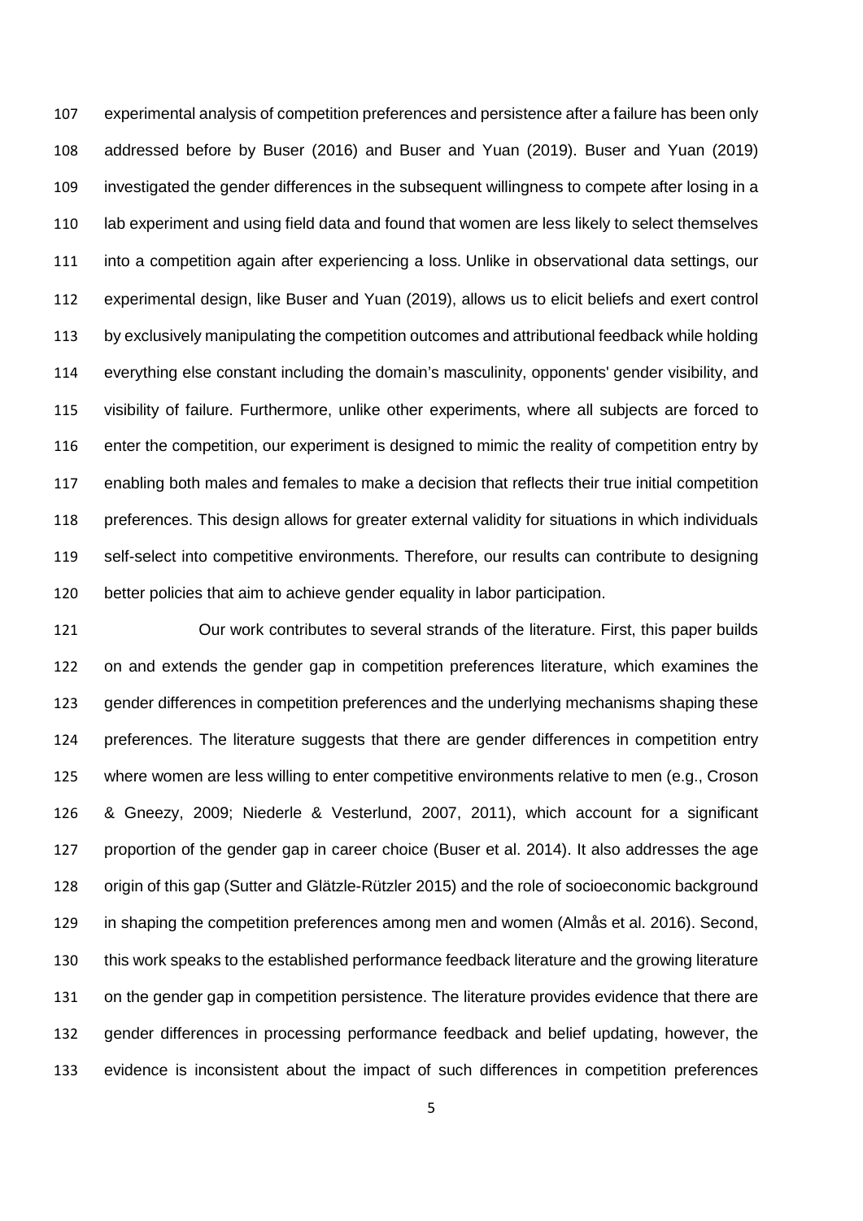experimental analysis of competition preferences and persistence after a failure has been only addressed before by Buser (2016) and Buser and Yuan (2019). Buser and Yuan (2019) investigated the gender differences in the subsequent willingness to compete after losing in a lab experiment and using field data and found that women are less likely to select themselves into a competition again after experiencing a loss. Unlike in observational data settings, our experimental design, like Buser and Yuan (2019), allows us to elicit beliefs and exert control by exclusively manipulating the competition outcomes and attributional feedback while holding everything else constant including the domain's masculinity, opponents' gender visibility, and visibility of failure. Furthermore, unlike other experiments, where all subjects are forced to enter the competition, our experiment is designed to mimic the reality of competition entry by enabling both males and females to make a decision that reflects their true initial competition preferences. This design allows for greater external validity for situations in which individuals self-select into competitive environments. Therefore, our results can contribute to designing better policies that aim to achieve gender equality in labor participation.

Our work contributes to several strands of the literature. First, this paper builds on and extends the gender gap in competition preferences literature, which examines the gender differences in competition preferences and the underlying mechanisms shaping these preferences. The literature suggests that there are gender differences in competition entry where women are less willing to enter competitive environments relative to men (e.g., Croson & Gneezy, 2009; Niederle & Vesterlund, 2007, 2011), which account for a significant proportion of the gender gap in career choice (Buser et al. 2014). It also addresses the age origin of this gap (Sutter and Glätzle-Rützler 2015) and the role of socioeconomic background in shaping the competition preferences among men and women (Almås et al. 2016). Second, this work speaks to the established performance feedback literature and the growing literature on the gender gap in competition persistence. The literature provides evidence that there are gender differences in processing performance feedback and belief updating, however, the evidence is inconsistent about the impact of such differences in competition preferences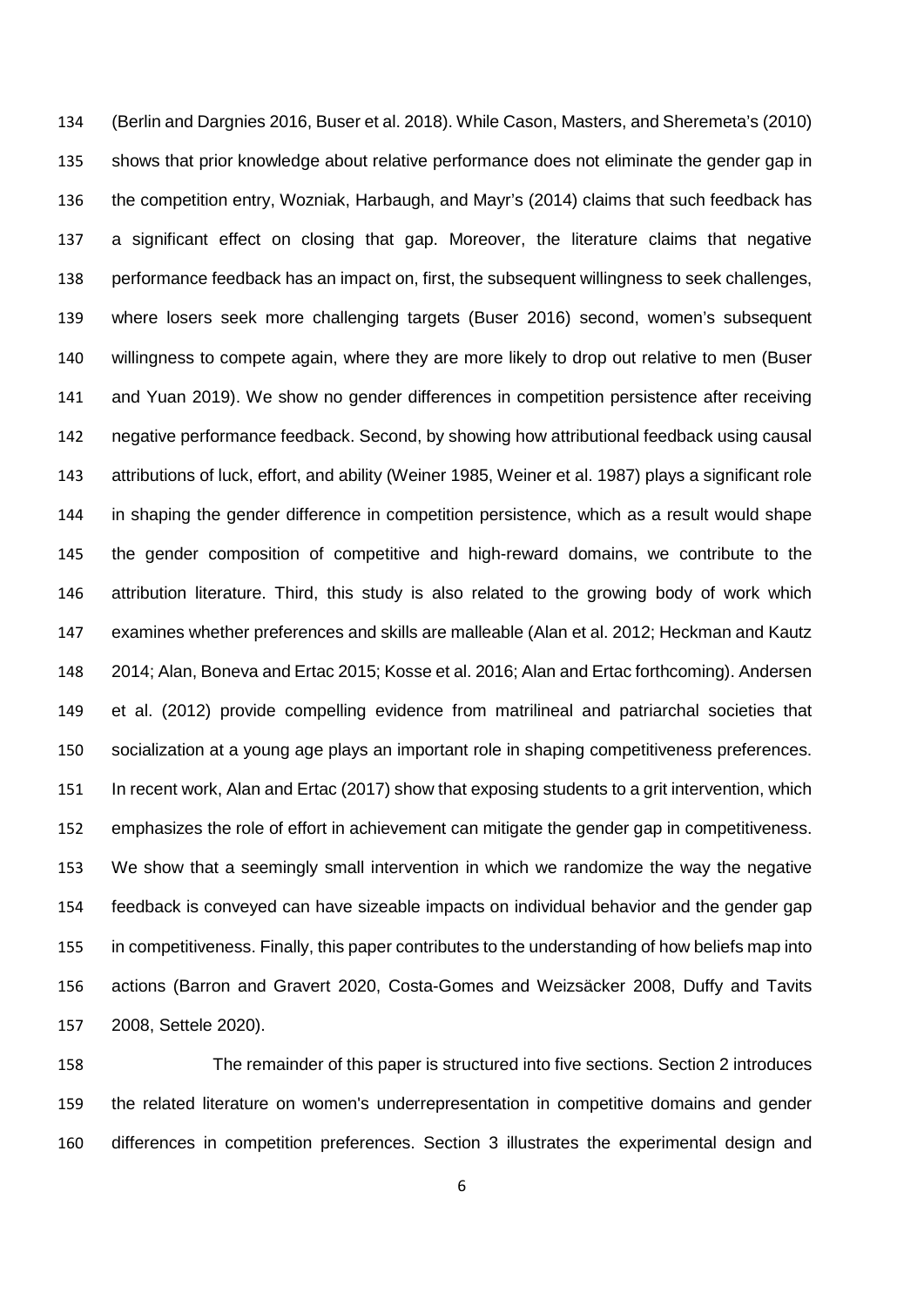(Berlin and Dargnies 2016, Buser et al. 2018). While Cason, Masters, and Sheremeta's (2010) shows that prior knowledge about relative performance does not eliminate the gender gap in the competition entry, Wozniak, Harbaugh, and Mayr's (2014) claims that such feedback has a significant effect on closing that gap. Moreover, the literature claims that negative performance feedback has an impact on, first, the subsequent willingness to seek challenges, where losers seek more challenging targets (Buser 2016) second, women's subsequent willingness to compete again, where they are more likely to drop out relative to men (Buser and Yuan 2019). We show no gender differences in competition persistence after receiving negative performance feedback. Second, by showing how attributional feedback using causal attributions of luck, effort, and ability (Weiner 1985, Weiner et al. 1987) plays a significant role in shaping the gender difference in competition persistence, which as a result would shape the gender composition of competitive and high-reward domains, we contribute to the attribution literature. Third, this study is also related to the growing body of work which examines whether preferences and skills are malleable (Alan et al. 2012; Heckman and Kautz 2014; Alan, Boneva and Ertac 2015; Kosse et al. 2016; Alan and Ertac forthcoming). Andersen et al. (2012) provide compelling evidence from matrilineal and patriarchal societies that socialization at a young age plays an important role in shaping competitiveness preferences. In recent work, Alan and Ertac (2017) show that exposing students to a grit intervention, which emphasizes the role of effort in achievement can mitigate the gender gap in competitiveness. We show that a seemingly small intervention in which we randomize the way the negative feedback is conveyed can have sizeable impacts on individual behavior and the gender gap in competitiveness. Finally, this paper contributes to the understanding of how beliefs map into actions (Barron and Gravert 2020, Costa-Gomes and Weizsäcker 2008, Duffy and Tavits 2008, Settele 2020).

The remainder of this paper is structured into five sections. Section 2 introduces the related literature on women's underrepresentation in competitive domains and gender differences in competition preferences. Section 3 illustrates the experimental design and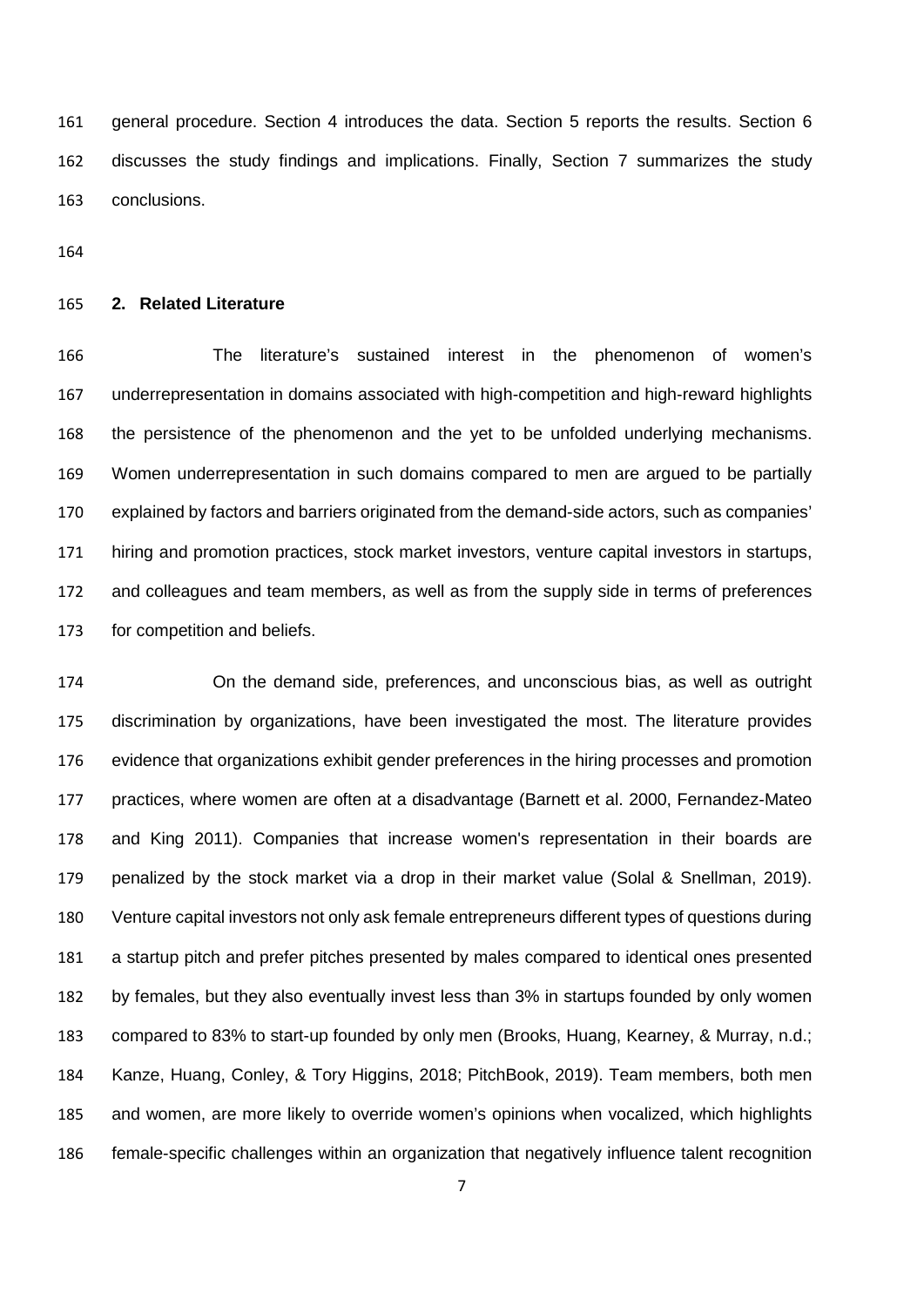general procedure. Section 4 introduces the data. Section 5 reports the results. Section 6 discusses the study findings and implications. Finally, Section 7 summarizes the study conclusions.

## 2. Related Literature

The literature's sustained interest in the phenomenon of women's underrepresentation in domains associated with high-competition and high-reward highlights the persistence of the phenomenon and the yet to be unfolded underlying mechanisms. Women underrepresentation in such domains compared to men are argued to be partially explained by factors and barriers originated from the demand-side actors, such as companies' hiring and promotion practices, stock market investors, venture capital investors in startups, and colleagues and team members, as well as from the supply side in terms of preferences for competition and beliefs.

On the demand side, preferences, and unconscious bias, as well as outright discrimination by organizations, have been investigated the most. The literature provides evidence that organizations exhibit gender preferences in the hiring processes and promotion practices, where women are often at a disadvantage (Barnett et al. 2000, Fernandez-Mateo and King 2011). Companies that increase women's representation in their boards are penalized by the stock market via a drop in their market value (Solal & Snellman, 2019). Venture capital investors not only ask female entrepreneurs different types of questions during a startup pitch and prefer pitches presented by males compared to identical ones presented by females, but they also eventually invest less than 3% in startups founded by only women compared to 83% to start-up founded by only men (Brooks, Huang, Kearney, & Murray, n.d.; Kanze, Huang, Conley, & Tory Higgins, 2018; PitchBook, 2019). Team members, both men and women, are more likely to override women's opinions when vocalized, which highlights female-specific challenges within an organization that negatively influence talent recognition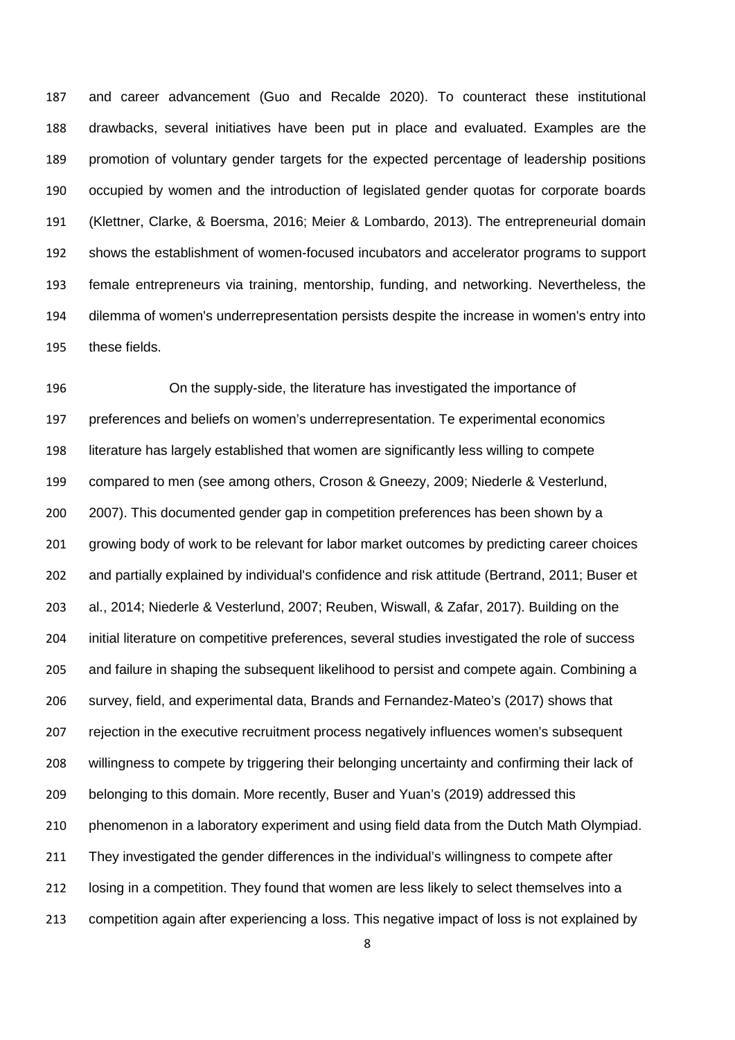and career advancement (Guo and Recalde 2020). To counteract these institutional drawbacks, several initiatives have been put in place and evaluated. Examples are the promotion of voluntary gender targets for the expected percentage of leadership positions occupied by women and the introduction of legislated gender quotas for corporate boards (Klettner, Clarke, & Boersma, 2016; Meier & Lombardo, 2013). The entrepreneurial domain shows the establishment of women-focused incubators and accelerator programs to support female entrepreneurs via training, mentorship, funding, and networking. Nevertheless, the dilemma of women's underrepresentation persists despite the increase in women's entry into these fields.

On the supply-side, the literature has investigated the importance of preferences and beliefs on women's underrepresentation. Te experimental economics literature has largely established that women are significantly less willing to compete compared to men (see among others, Croson & Gneezy, 2009; Niederle & Vesterlund, 2007). This documented gender gap in competition preferences has been shown by a growing body of work to be relevant for labor market outcomes by predicting career choices and partially explained by individual's confidence and risk attitude (Bertrand, 2011; Buser et al., 2014; Niederle & Vesterlund, 2007; Reuben, Wiswall, & Zafar, 2017). Building on the initial literature on competitive preferences, several studies investigated the role of success and failure in shaping the subsequent likelihood to persist and compete again. Combining a survey, field, and experimental data, Brands and Fernandez-Mateo's (2017) shows that rejection in the executive recruitment process negatively influences women's subsequent willingness to compete by triggering their belonging uncertainty and confirming their lack of belonging to this domain. More recently, Buser and Yuan's (2019) addressed this phenomenon in a laboratory experiment and using field data from the Dutch Math Olympiad. They investigated the gender differences in the individual's willingness to compete after losing in a competition. They found that women are less likely to select themselves into a competition again after experiencing a loss. This negative impact of loss is not explained by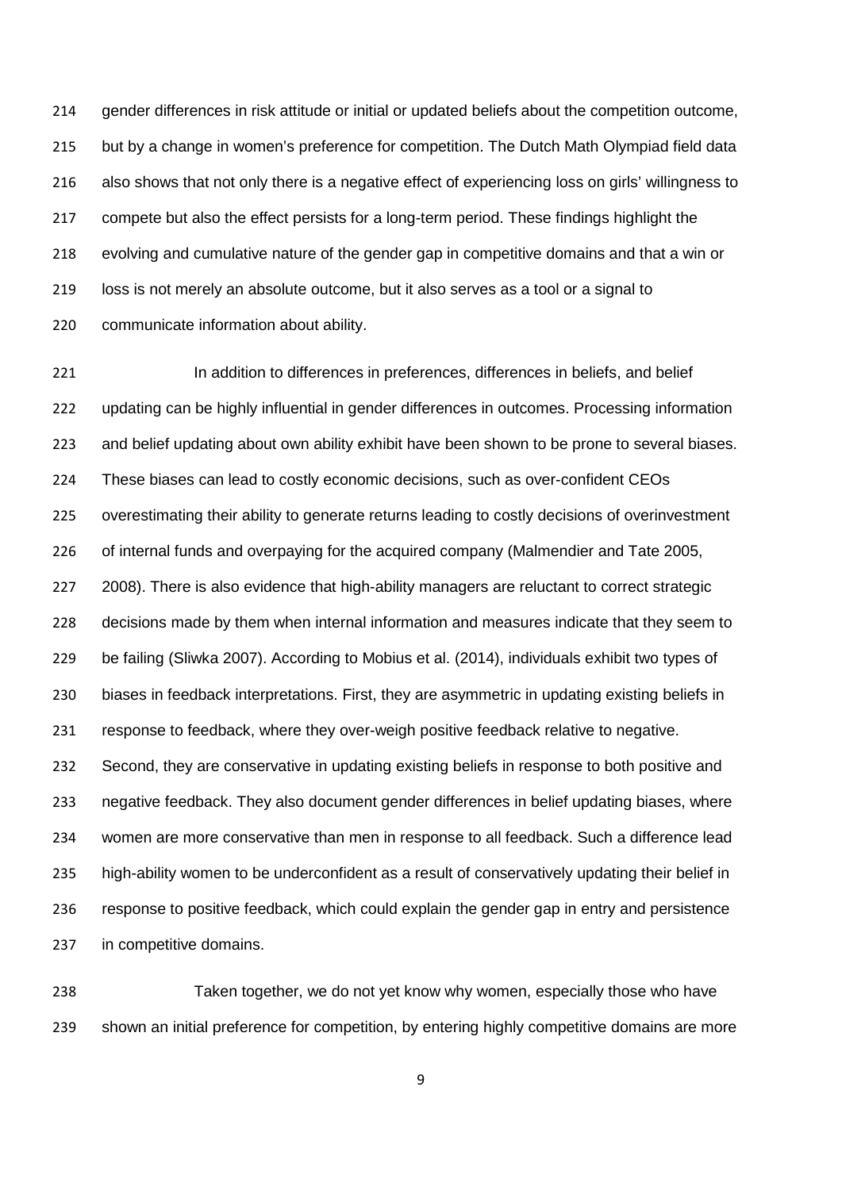gender differences in risk attitude or initial or updated beliefs about the competition outcome, but by a change in women's preference for competition. The Dutch Math Olympiad field data also shows that not only there is a negative effect of experiencing loss on girls' willingness to compete but also the effect persists for a long-term period. These findings highlight the evolving and cumulative nature of the gender gap in competitive domains and that a win or loss is not merely an absolute outcome, but it also serves as a tool or a signal to communicate information about ability.

In addition to differences in preferences, differences in beliefs, and belief updating can be highly influential in gender differences in outcomes. Processing information and belief updating about own ability exhibit have been shown to be prone to several biases. These biases can lead to costly economic decisions, such as over-confident CEOs overestimating their ability to generate returns leading to costly decisions of overinvestment of internal funds and overpaying for the acquired company (Malmendier and Tate 2005, 2008). There is also evidence that high-ability managers are reluctant to correct strategic decisions made by them when internal information and measures indicate that they seem to be failing (Sliwka 2007). According to Mobius et al. (2014), individuals exhibit two types of biases in feedback interpretations. First, they are asymmetric in updating existing beliefs in response to feedback, where they over-weigh positive feedback relative to negative. Second, they are conservative in updating existing beliefs in response to both positive and negative feedback. They also document gender differences in belief updating biases, where women are more conservative than men in response to all feedback. Such a difference lead high-ability women to be underconfident as a result of conservatively updating their belief in response to positive feedback, which could explain the gender gap in entry and persistence in competitive domains.

Taken together, we do not yet know why women, especially those who have shown an initial preference for competition, by entering highly competitive domains are more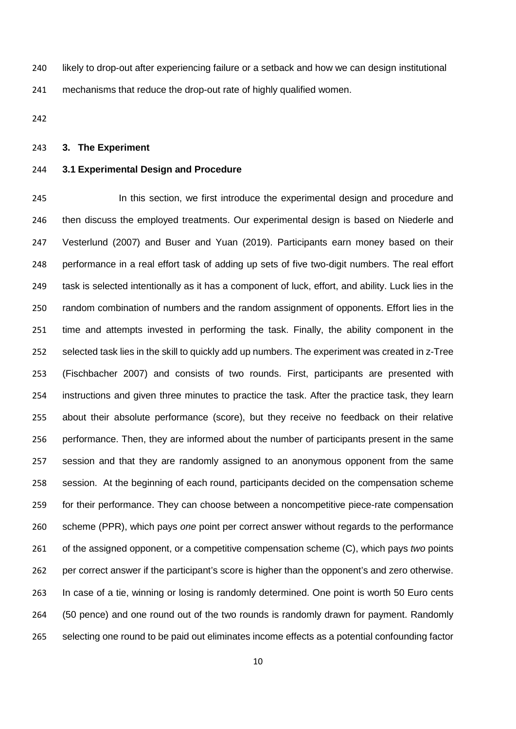likely to drop-out after experiencing failure or a setback and how we can design institutional mechanisms that reduce the drop-out rate of highly qualified women.

## 3. The Experiment

### 3.1 Experimental Design and Procedure

In this section, we first introduce the experimental design and procedure and then discuss the employed treatments. Our experimental design is based on Niederle and Vesterlund (2007) and Buser and Yuan (2019). Participants earn money based on their performance in a real effort task of adding up sets of five two-digit numbers. The real effort task is selected intentionally as it has a component of luck, effort, and ability. Luck lies in the random combination of numbers and the random assignment of opponents. Effort lies in the time and attempts invested in performing the task. Finally, the ability component in the selected task lies in the skill to quickly add up numbers. The experiment was created in z-Tree (Fischbacher 2007) and consists of two rounds. First, participants are presented with instructions and given three minutes to practice the task. After the practice task, they learn about their absolute performance (score), but they receive no feedback on their relative performance. Then, they are informed about the number of participants present in the same session and that they are randomly assigned to an anonymous opponent from the same session. At the beginning of each round, participants decided on the compensation scheme for their performance. They can choose between a noncompetitive piece-rate compensation scheme (PPR), which pays *one* point per correct answer without regards to the performance of the assigned opponent, or a competitive compensation scheme (C), which pays *two* points per correct answer if the participant's score is higher than the opponent's and zero otherwise. In case of a tie, winning or losing is randomly determined. One point is worth 50 Euro cents (50 pence) and one round out of the two rounds is randomly drawn for payment. Randomly selecting one round to be paid out eliminates income effects as a potential confounding factor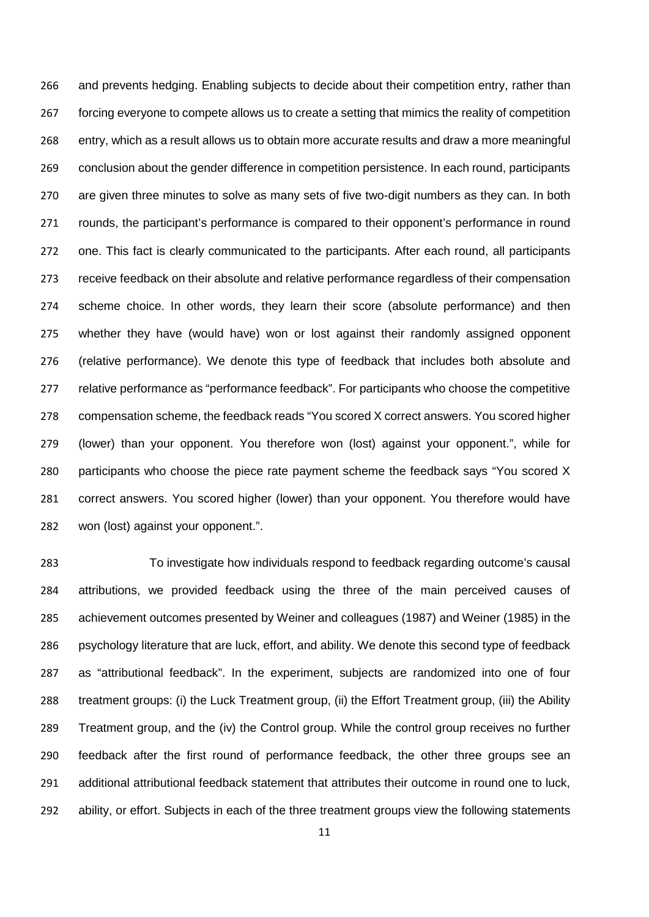and prevents hedging. Enabling subjects to decide about their competition entry, rather than forcing everyone to compete allows us to create a setting that mimics the reality of competition entry, which as a result allows us to obtain more accurate results and draw a more meaningful conclusion about the gender difference in competition persistence. In each round, participants are given three minutes to solve as many sets of five two-digit numbers as they can. In both rounds, the participant's performance is compared to their opponent's performance in round one. This fact is clearly communicated to the participants. After each round, all participants receive feedback on their absolute and relative performance regardless of their compensation scheme choice. In other words, they learn their score (absolute performance) and then whether they have (would have) won or lost against their randomly assigned opponent (relative performance). We denote this type of feedback that includes both absolute and relative performance as "performance feedback". For participants who choose the competitive compensation scheme, the feedback reads "You scored X correct answers. You scored higher (lower) than your opponent. You therefore won (lost) against your opponent.", while for participants who choose the piece rate payment scheme the feedback says "You scored X correct answers. You scored higher (lower) than your opponent. You therefore would have won (lost) against your opponent.".

To investigate how individuals respond to feedback regarding outcome's causal attributions, we provided feedback using the three of the main perceived causes of achievement outcomes presented by Weiner and colleagues (1987) and Weiner (1985) in the psychology literature that are luck, effort, and ability. We denote this second type of feedback as "attributional feedback". In the experiment, subjects are randomized into one of four treatment groups: (i) the Luck Treatment group, (ii) the Effort Treatment group, (iii) the Ability Treatment group, and the (iv) the Control group. While the control group receives no further feedback after the first round of performance feedback, the other three groups see an additional attributional feedback statement that attributes their outcome in round one to luck, ability, or effort. Subjects in each of the three treatment groups view the following statements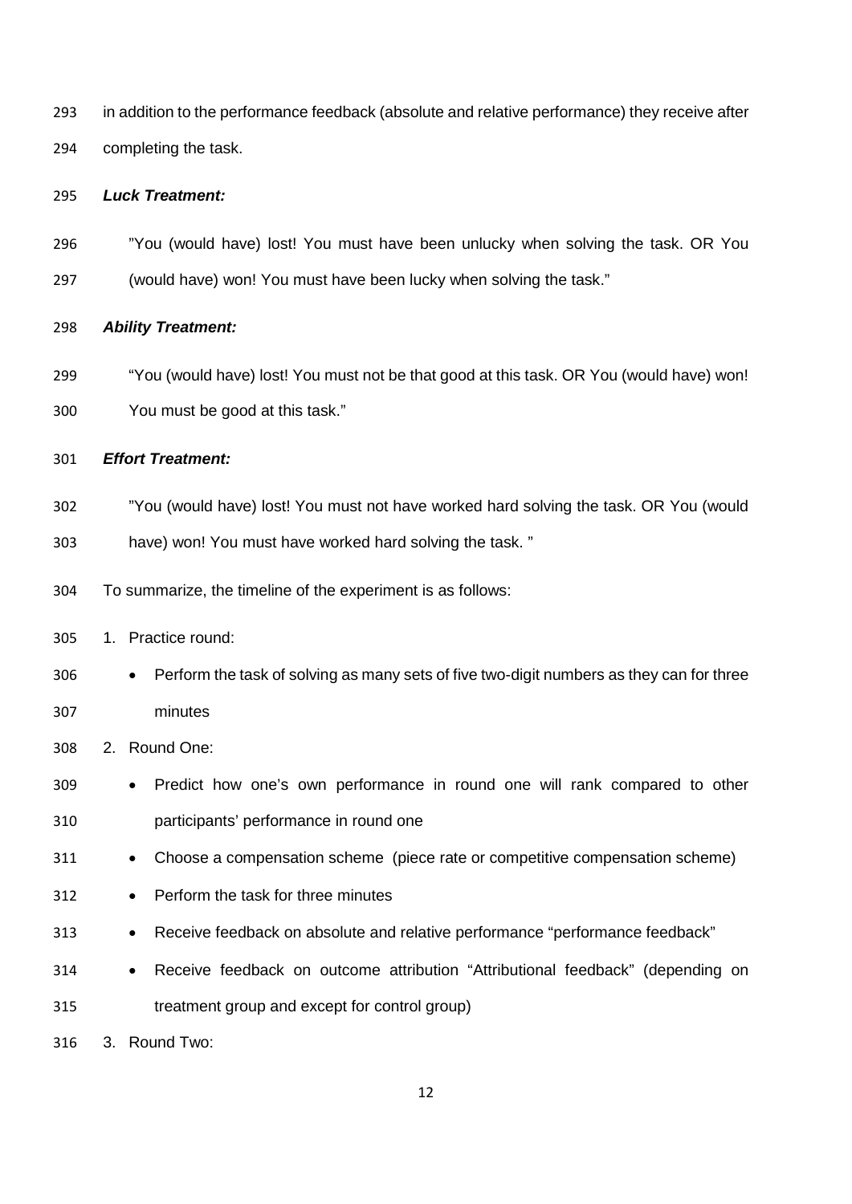in addition to the performance feedback (absolute and relative performance) they receive after completing the task.

***Luck Treatment:***

> ”You (would have) lost! You must have been unlucky when solving the task. OR You (would have) won! You must have been lucky when solving the task.”

***Ability Treatment:***

> “You (would have) lost! You must not be that good at this task. OR You (would have) won! You must be good at this task.”

***Effort Treatment:***

> ”You (would have) lost! You must not have worked hard solving the task. OR You (would have) won! You must have worked hard solving the task. ”

To summarize, the timeline of the experiment is as follows:

1. Practice round:
   - Perform the task of solving as many sets of five two-digit numbers as they can for three minutes
2. Round One:
   - Predict how one’s own performance in round one will rank compared to other participants’ performance in round one
   - Choose a compensation scheme (piece rate or competitive compensation scheme)
   - Perform the task for three minutes
   - Receive feedback on absolute and relative performance “performance feedback”
   - Receive feedback on outcome attribution “Attributional feedback” (depending on treatment group and except for control group)
3. Round Two: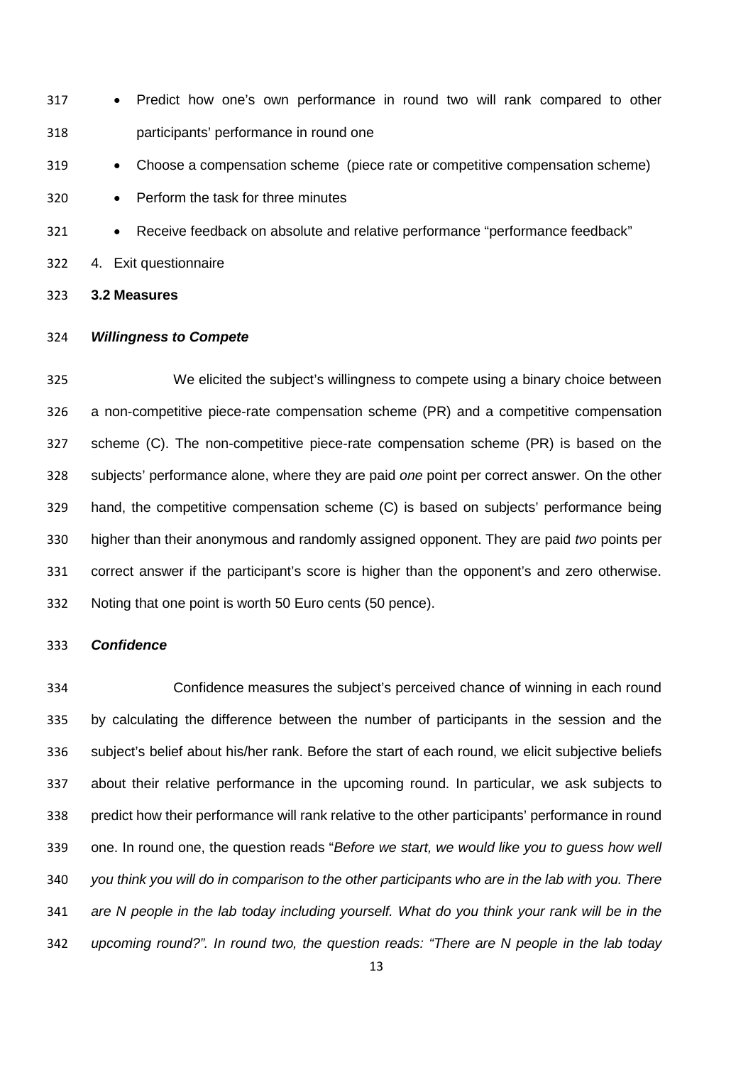- Predict how one's own performance in round two will rank compared to other participants' performance in round one
- Choose a compensation scheme (piece rate or competitive compensation scheme)
- Perform the task for three minutes
- Receive feedback on absolute and relative performance "performance feedback"

4. Exit questionnaire

**3.2 Measures**

***Willingness to Compete***

We elicited the subject's willingness to compete using a binary choice between a non-competitive piece-rate compensation scheme (PR) and a competitive compensation scheme (C). The non-competitive piece-rate compensation scheme (PR) is based on the subjects' performance alone, where they are paid *one* point per correct answer. On the other hand, the competitive compensation scheme (C) is based on subjects' performance being higher than their anonymous and randomly assigned opponent. They are paid *two* points per correct answer if the participant's score is higher than the opponent's and zero otherwise. Noting that one point is worth 50 Euro cents (50 pence).

***Confidence***

Confidence measures the subject's perceived chance of winning in each round by calculating the difference between the number of participants in the session and the subject's belief about his/her rank. Before the start of each round, we elicit subjective beliefs about their relative performance in the upcoming round. In particular, we ask subjects to predict how their performance will rank relative to the other participants' performance in round one. In round one, the question reads "*Before we start, we would like you to guess how well you think you will do in comparison to the other participants who are in the lab with you. There are N people in the lab today including yourself. What do you think your rank will be in the upcoming round?". In round two, the question reads: "There are N people in the lab today*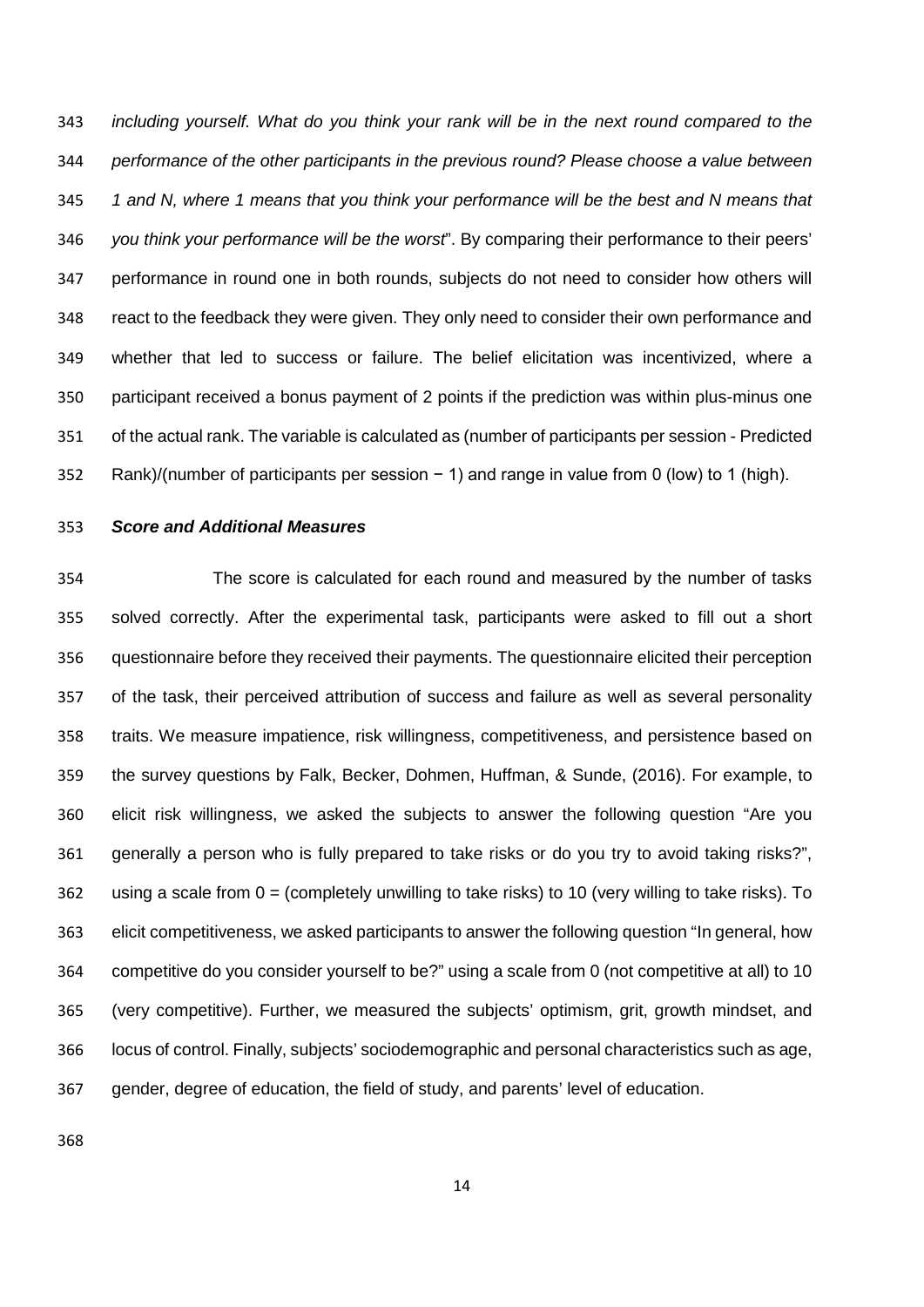*including yourself. What do you think your rank will be in the next round compared to the performance of the other participants in the previous round? Please choose a value between 1 and N, where 1 means that you think your performance will be the best and N means that you think your performance will be the worst*". By comparing their performance to their peers' performance in round one in both rounds, subjects do not need to consider how others will react to the feedback they were given. They only need to consider their own performance and whether that led to success or failure. The belief elicitation was incentivized, where a participant received a bonus payment of 2 points if the prediction was within plus-minus one of the actual rank. The variable is calculated as (number of participants per session - Predicted Rank)/(number of participants per session − 1) and range in value from 0 (low) to 1 (high).

***Score and Additional Measures***

The score is calculated for each round and measured by the number of tasks solved correctly. After the experimental task, participants were asked to fill out a short questionnaire before they received their payments. The questionnaire elicited their perception of the task, their perceived attribution of success and failure as well as several personality traits. We measure impatience, risk willingness, competitiveness, and persistence based on the survey questions by Falk, Becker, Dohmen, Huffman, & Sunde, (2016). For example, to elicit risk willingness, we asked the subjects to answer the following question "Are you generally a person who is fully prepared to take risks or do you try to avoid taking risks?", using a scale from 0 = (completely unwilling to take risks) to 10 (very willing to take risks). To elicit competitiveness, we asked participants to answer the following question "In general, how competitive do you consider yourself to be?" using a scale from 0 (not competitive at all) to 10 (very competitive). Further, we measured the subjects' optimism, grit, growth mindset, and locus of control. Finally, subjects' sociodemographic and personal characteristics such as age, gender, degree of education, the field of study, and parents' level of education.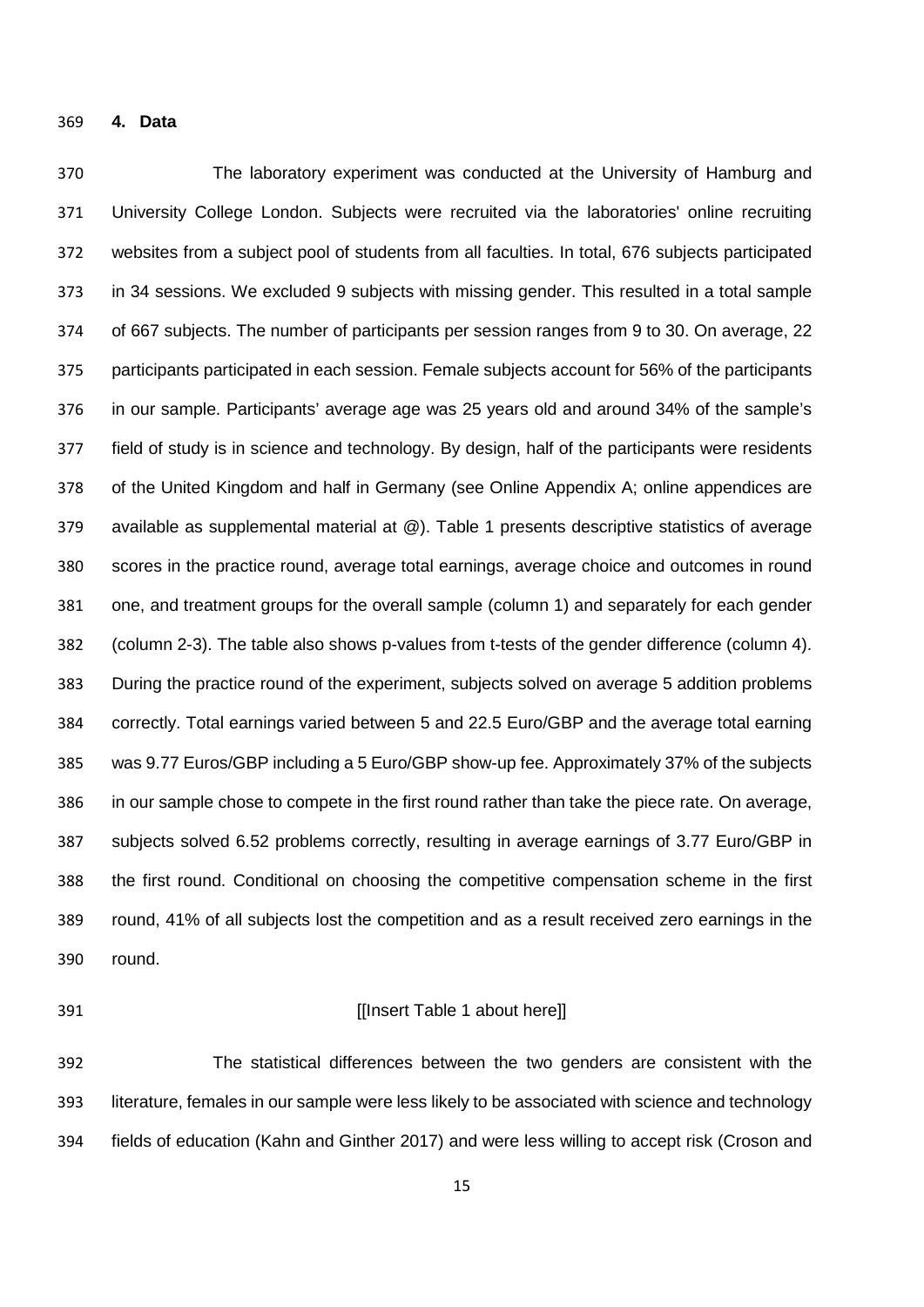## 4. Data

The laboratory experiment was conducted at the University of Hamburg and University College London. Subjects were recruited via the laboratories' online recruiting websites from a subject pool of students from all faculties. In total, 676 subjects participated in 34 sessions. We excluded 9 subjects with missing gender. This resulted in a total sample of 667 subjects. The number of participants per session ranges from 9 to 30. On average, 22 participants participated in each session. Female subjects account for 56% of the participants in our sample. Participants' average age was 25 years old and around 34% of the sample's field of study is in science and technology. By design, half of the participants were residents of the United Kingdom and half in Germany (see Online Appendix A; online appendices are available as supplemental material at @). Table 1 presents descriptive statistics of average scores in the practice round, average total earnings, average choice and outcomes in round one, and treatment groups for the overall sample (column 1) and separately for each gender (column 2-3). The table also shows p-values from t-tests of the gender difference (column 4). During the practice round of the experiment, subjects solved on average 5 addition problems correctly. Total earnings varied between 5 and 22.5 Euro/GBP and the average total earning was 9.77 Euros/GBP including a 5 Euro/GBP show-up fee. Approximately 37% of the subjects in our sample chose to compete in the first round rather than take the piece rate. On average, subjects solved 6.52 problems correctly, resulting in average earnings of 3.77 Euro/GBP in the first round. Conditional on choosing the competitive compensation scheme in the first round, 41% of all subjects lost the competition and as a result received zero earnings in the round.

[[Insert Table 1 about here]]

The statistical differences between the two genders are consistent with the literature, females in our sample were less likely to be associated with science and technology fields of education (Kahn and Ginther 2017) and were less willing to accept risk (Croson and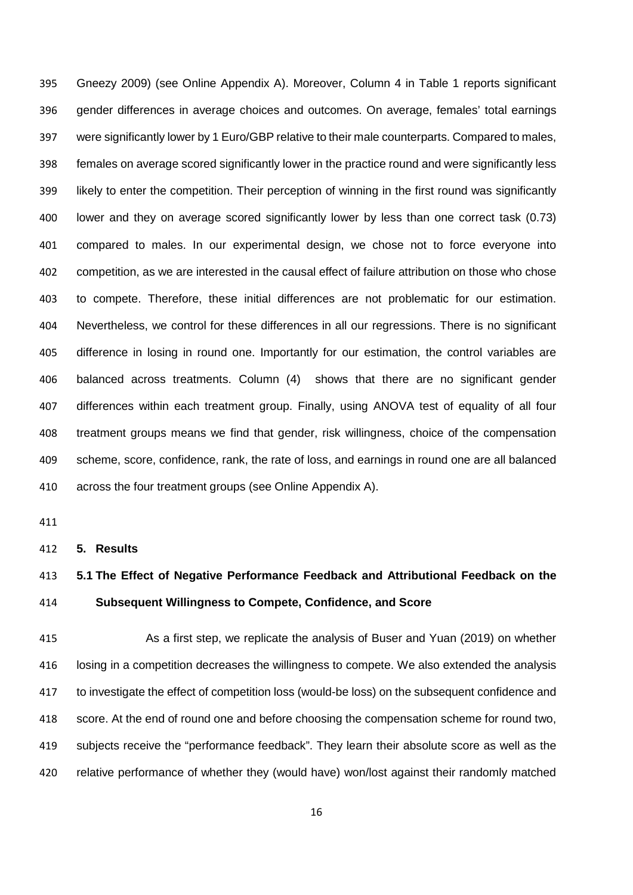Gneezy 2009) (see Online Appendix A). Moreover, Column 4 in Table 1 reports significant gender differences in average choices and outcomes. On average, females' total earnings were significantly lower by 1 Euro/GBP relative to their male counterparts. Compared to males, females on average scored significantly lower in the practice round and were significantly less likely to enter the competition. Their perception of winning in the first round was significantly lower and they on average scored significantly lower by less than one correct task (0.73) compared to males. In our experimental design, we chose not to force everyone into competition, as we are interested in the causal effect of failure attribution on those who chose to compete. Therefore, these initial differences are not problematic for our estimation. Nevertheless, we control for these differences in all our regressions. There is no significant difference in losing in round one. Importantly for our estimation, the control variables are balanced across treatments. Column (4) shows that there are no significant gender differences within each treatment group. Finally, using ANOVA test of equality of all four treatment groups means we find that gender, risk willingness, choice of the compensation scheme, score, confidence, rank, the rate of loss, and earnings in round one are all balanced across the four treatment groups (see Online Appendix A).

## 5. Results

### 5.1 The Effect of Negative Performance Feedback and Attributional Feedback on the Subsequent Willingness to Compete, Confidence, and Score

As a first step, we replicate the analysis of Buser and Yuan (2019) on whether losing in a competition decreases the willingness to compete. We also extended the analysis to investigate the effect of competition loss (would-be loss) on the subsequent confidence and score. At the end of round one and before choosing the compensation scheme for round two, subjects receive the "performance feedback". They learn their absolute score as well as the relative performance of whether they (would have) won/lost against their randomly matched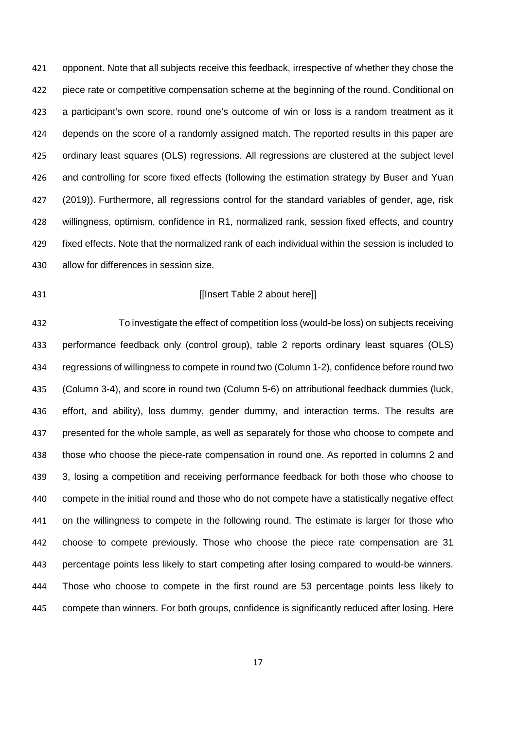opponent. Note that all subjects receive this feedback, irrespective of whether they chose the piece rate or competitive compensation scheme at the beginning of the round. Conditional on a participant's own score, round one's outcome of win or loss is a random treatment as it depends on the score of a randomly assigned match. The reported results in this paper are ordinary least squares (OLS) regressions. All regressions are clustered at the subject level and controlling for score fixed effects (following the estimation strategy by Buser and Yuan (2019)). Furthermore, all regressions control for the standard variables of gender, age, risk willingness, optimism, confidence in R1, normalized rank, session fixed effects, and country fixed effects. Note that the normalized rank of each individual within the session is included to allow for differences in session size.

[[Insert Table 2 about here]]

To investigate the effect of competition loss (would-be loss) on subjects receiving performance feedback only (control group), table 2 reports ordinary least squares (OLS) regressions of willingness to compete in round two (Column 1-2), confidence before round two (Column 3-4), and score in round two (Column 5-6) on attributional feedback dummies (luck, effort, and ability), loss dummy, gender dummy, and interaction terms. The results are presented for the whole sample, as well as separately for those who choose to compete and those who choose the piece-rate compensation in round one. As reported in columns 2 and 3, losing a competition and receiving performance feedback for both those who choose to compete in the initial round and those who do not compete have a statistically negative effect on the willingness to compete in the following round. The estimate is larger for those who choose to compete previously. Those who choose the piece rate compensation are 31 percentage points less likely to start competing after losing compared to would-be winners. Those who choose to compete in the first round are 53 percentage points less likely to compete than winners. For both groups, confidence is significantly reduced after losing. Here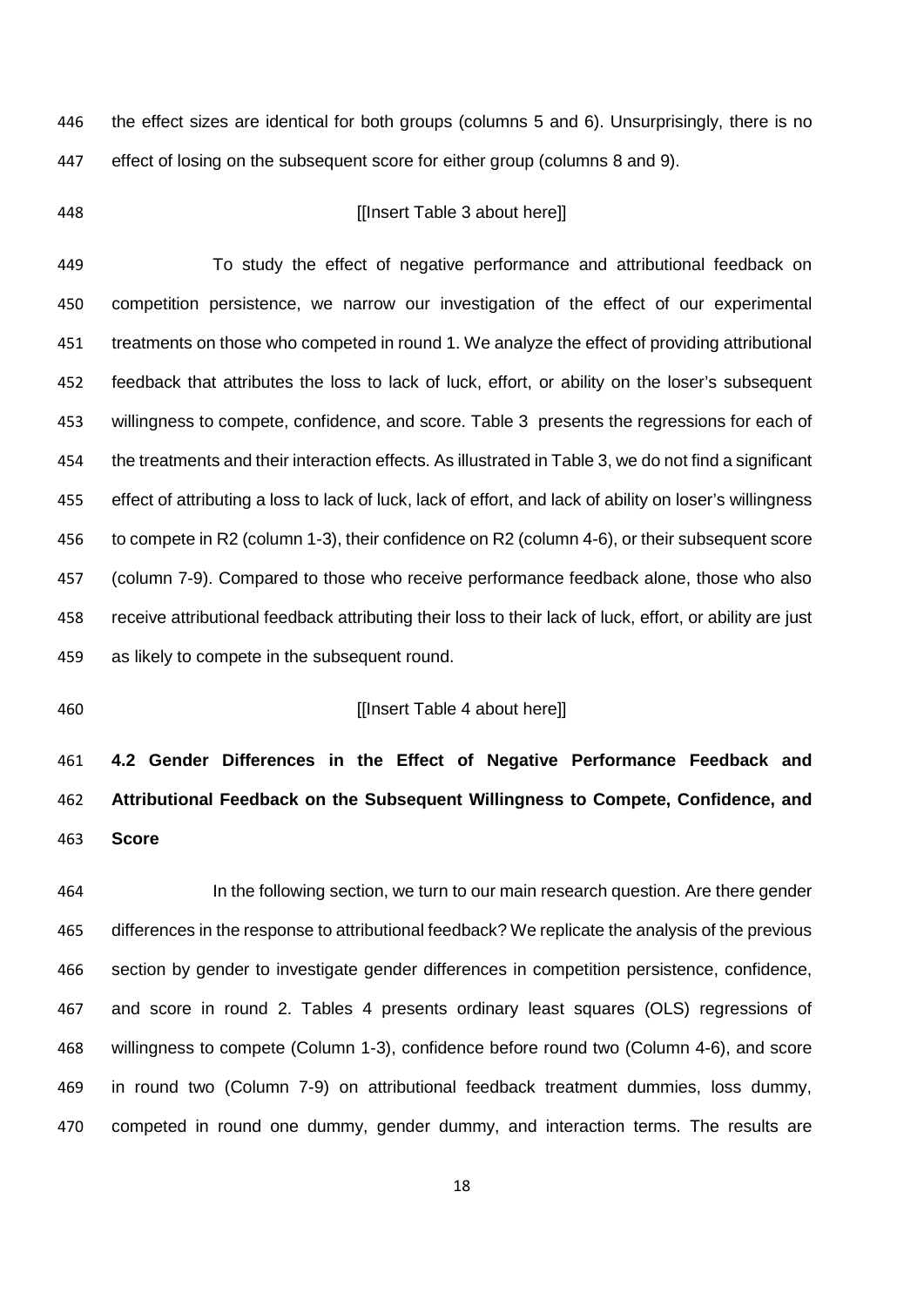the effect sizes are identical for both groups (columns 5 and 6). Unsurprisingly, there is no effect of losing on the subsequent score for either group (columns 8 and 9).

[[Insert Table 3 about here]]

To study the effect of negative performance and attributional feedback on competition persistence, we narrow our investigation of the effect of our experimental treatments on those who competed in round 1. We analyze the effect of providing attributional feedback that attributes the loss to lack of luck, effort, or ability on the loser's subsequent willingness to compete, confidence, and score. Table 3 presents the regressions for each of the treatments and their interaction effects. As illustrated in Table 3, we do not find a significant effect of attributing a loss to lack of luck, lack of effort, and lack of ability on loser's willingness to compete in R2 (column 1-3), their confidence on R2 (column 4-6), or their subsequent score (column 7-9). Compared to those who receive performance feedback alone, those who also receive attributional feedback attributing their loss to their lack of luck, effort, or ability are just as likely to compete in the subsequent round.

[[Insert Table 4 about here]]

### 4.2 Gender Differences in the Effect of Negative Performance Feedback and Attributional Feedback on the Subsequent Willingness to Compete, Confidence, and Score

In the following section, we turn to our main research question. Are there gender differences in the response to attributional feedback? We replicate the analysis of the previous section by gender to investigate gender differences in competition persistence, confidence, and score in round 2. Tables 4 presents ordinary least squares (OLS) regressions of willingness to compete (Column 1-3), confidence before round two (Column 4-6), and score in round two (Column 7-9) on attributional feedback treatment dummies, loss dummy, competed in round one dummy, gender dummy, and interaction terms. The results are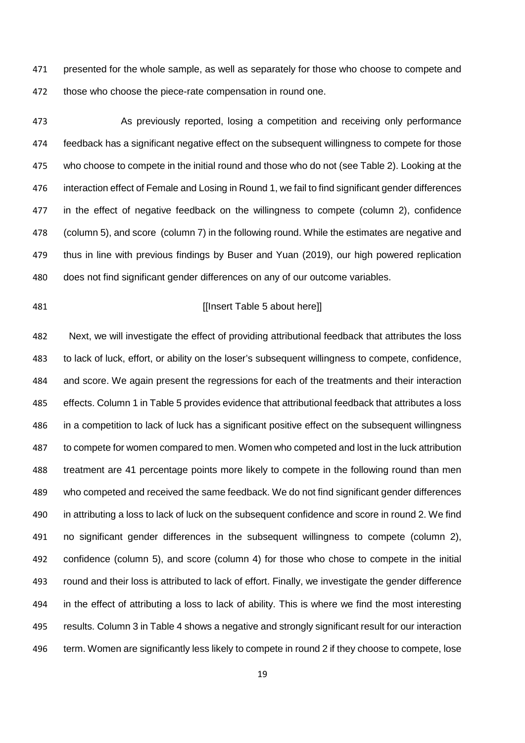presented for the whole sample, as well as separately for those who choose to compete and those who choose the piece-rate compensation in round one.

As previously reported, losing a competition and receiving only performance feedback has a significant negative effect on the subsequent willingness to compete for those who choose to compete in the initial round and those who do not (see Table 2). Looking at the interaction effect of Female and Losing in Round 1, we fail to find significant gender differences in the effect of negative feedback on the willingness to compete (column 2), confidence (column 5), and score (column 7) in the following round. While the estimates are negative and thus in line with previous findings by Buser and Yuan (2019), our high powered replication does not find significant gender differences on any of our outcome variables.

[[Insert Table 5 about here]]

Next, we will investigate the effect of providing attributional feedback that attributes the loss to lack of luck, effort, or ability on the loser's subsequent willingness to compete, confidence, and score. We again present the regressions for each of the treatments and their interaction effects. Column 1 in Table 5 provides evidence that attributional feedback that attributes a loss in a competition to lack of luck has a significant positive effect on the subsequent willingness to compete for women compared to men. Women who competed and lost in the luck attribution treatment are 41 percentage points more likely to compete in the following round than men who competed and received the same feedback. We do not find significant gender differences in attributing a loss to lack of luck on the subsequent confidence and score in round 2. We find no significant gender differences in the subsequent willingness to compete (column 2), confidence (column 5), and score (column 4) for those who chose to compete in the initial round and their loss is attributed to lack of effort. Finally, we investigate the gender difference in the effect of attributing a loss to lack of ability. This is where we find the most interesting results. Column 3 in Table 4 shows a negative and strongly significant result for our interaction term. Women are significantly less likely to compete in round 2 if they choose to compete, lose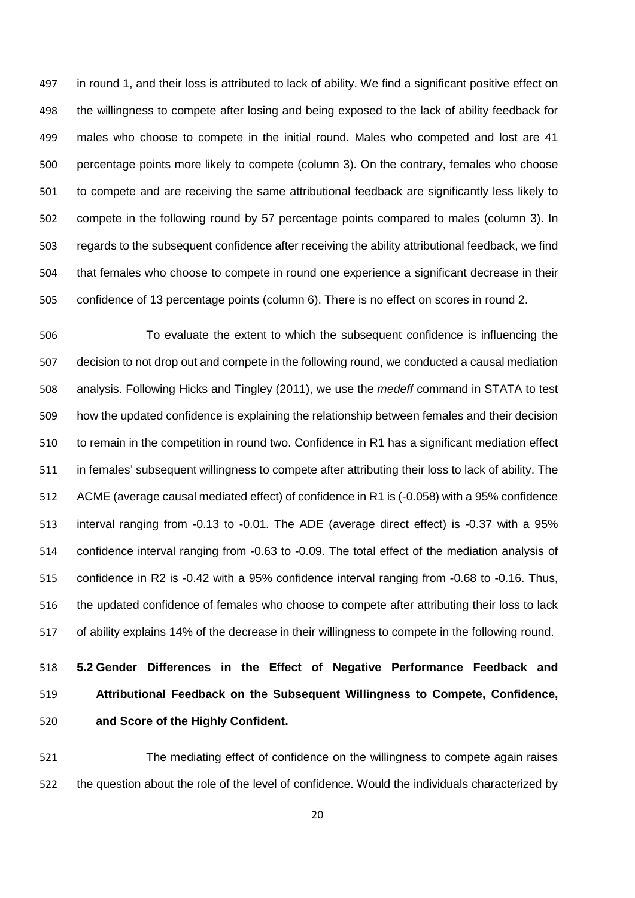in round 1, and their loss is attributed to lack of ability. We find a significant positive effect on the willingness to compete after losing and being exposed to the lack of ability feedback for males who choose to compete in the initial round. Males who competed and lost are 41 percentage points more likely to compete (column 3). On the contrary, females who choose to compete and are receiving the same attributional feedback are significantly less likely to compete in the following round by 57 percentage points compared to males (column 3). In regards to the subsequent confidence after receiving the ability attributional feedback, we find that females who choose to compete in round one experience a significant decrease in their confidence of 13 percentage points (column 6). There is no effect on scores in round 2.

To evaluate the extent to which the subsequent confidence is influencing the decision to not drop out and compete in the following round, we conducted a causal mediation analysis. Following Hicks and Tingley (2011), we use the *medeff* command in STATA to test how the updated confidence is explaining the relationship between females and their decision to remain in the competition in round two. Confidence in R1 has a significant mediation effect in females' subsequent willingness to compete after attributing their loss to lack of ability. The ACME (average causal mediated effect) of confidence in R1 is (-0.058) with a 95% confidence interval ranging from -0.13 to -0.01. The ADE (average direct effect) is -0.37 with a 95% confidence interval ranging from -0.63 to -0.09. The total effect of the mediation analysis of confidence in R2 is -0.42 with a 95% confidence interval ranging from -0.68 to -0.16. Thus, the updated confidence of females who choose to compete after attributing their loss to lack of ability explains 14% of the decrease in their willingness to compete in the following round.

### 5.2 Gender Differences in the Effect of Negative Performance Feedback and Attributional Feedback on the Subsequent Willingness to Compete, Confidence, and Score of the Highly Confident.

The mediating effect of confidence on the willingness to compete again raises the question about the role of the level of confidence. Would the individuals characterized by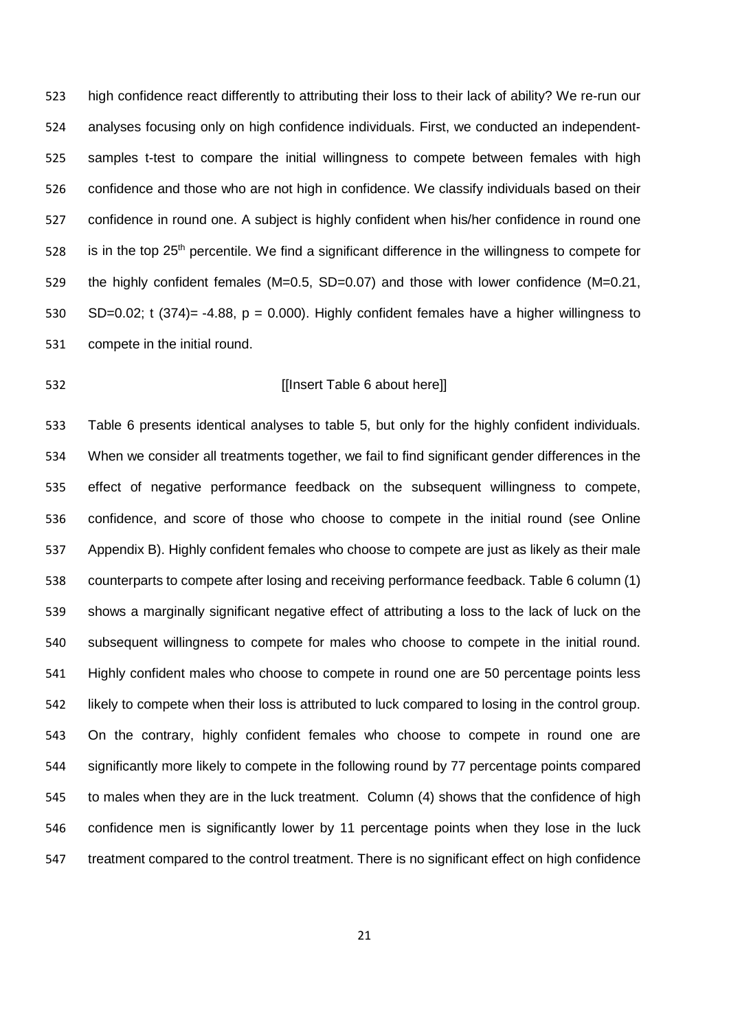high confidence react differently to attributing their loss to their lack of ability? We re-run our analyses focusing only on high confidence individuals. First, we conducted an independent-samples t-test to compare the initial willingness to compete between females with high confidence and those who are not high in confidence. We classify individuals based on their confidence in round one. A subject is highly confident when his/her confidence in round one is in the top 25th percentile. We find a significant difference in the willingness to compete for the highly confident females (M=0.5, SD=0.07) and those with lower confidence (M=0.21, SD=0.02; t (374)= -4.88, p = 0.000). Highly confident females have a higher willingness to compete in the initial round.

[[Insert Table 6 about here]]

Table 6 presents identical analyses to table 5, but only for the highly confident individuals. When we consider all treatments together, we fail to find significant gender differences in the effect of negative performance feedback on the subsequent willingness to compete, confidence, and score of those who choose to compete in the initial round (see Online Appendix B). Highly confident females who choose to compete are just as likely as their male counterparts to compete after losing and receiving performance feedback. Table 6 column (1) shows a marginally significant negative effect of attributing a loss to the lack of luck on the subsequent willingness to compete for males who choose to compete in the initial round. Highly confident males who choose to compete in round one are 50 percentage points less likely to compete when their loss is attributed to luck compared to losing in the control group. On the contrary, highly confident females who choose to compete in round one are significantly more likely to compete in the following round by 77 percentage points compared to males when they are in the luck treatment. Column (4) shows that the confidence of high confidence men is significantly lower by 11 percentage points when they lose in the luck treatment compared to the control treatment. There is no significant effect on high confidence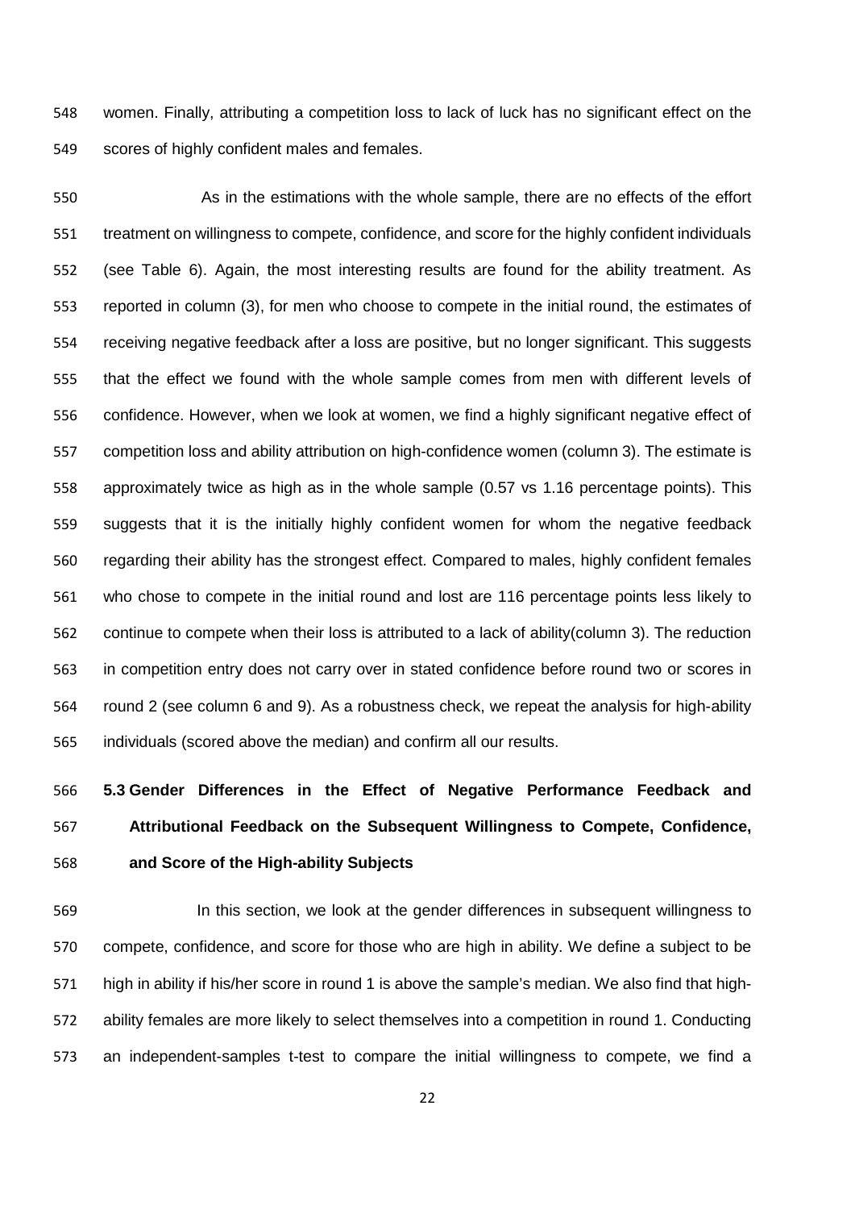women. Finally, attributing a competition loss to lack of luck has no significant effect on the scores of highly confident males and females.

As in the estimations with the whole sample, there are no effects of the effort treatment on willingness to compete, confidence, and score for the highly confident individuals (see Table 6). Again, the most interesting results are found for the ability treatment. As reported in column (3), for men who choose to compete in the initial round, the estimates of receiving negative feedback after a loss are positive, but no longer significant. This suggests that the effect we found with the whole sample comes from men with different levels of confidence. However, when we look at women, we find a highly significant negative effect of competition loss and ability attribution on high-confidence women (column 3). The estimate is approximately twice as high as in the whole sample (0.57 vs 1.16 percentage points). This suggests that it is the initially highly confident women for whom the negative feedback regarding their ability has the strongest effect. Compared to males, highly confident females who chose to compete in the initial round and lost are 116 percentage points less likely to continue to compete when their loss is attributed to a lack of ability(column 3). The reduction in competition entry does not carry over in stated confidence before round two or scores in round 2 (see column 6 and 9). As a robustness check, we repeat the analysis for high-ability individuals (scored above the median) and confirm all our results.

### 5.3 Gender Differences in the Effect of Negative Performance Feedback and Attributional Feedback on the Subsequent Willingness to Compete, Confidence, and Score of the High-ability Subjects

In this section, we look at the gender differences in subsequent willingness to compete, confidence, and score for those who are high in ability. We define a subject to be high in ability if his/her score in round 1 is above the sample's median. We also find that high-ability females are more likely to select themselves into a competition in round 1. Conducting an independent-samples t-test to compare the initial willingness to compete, we find a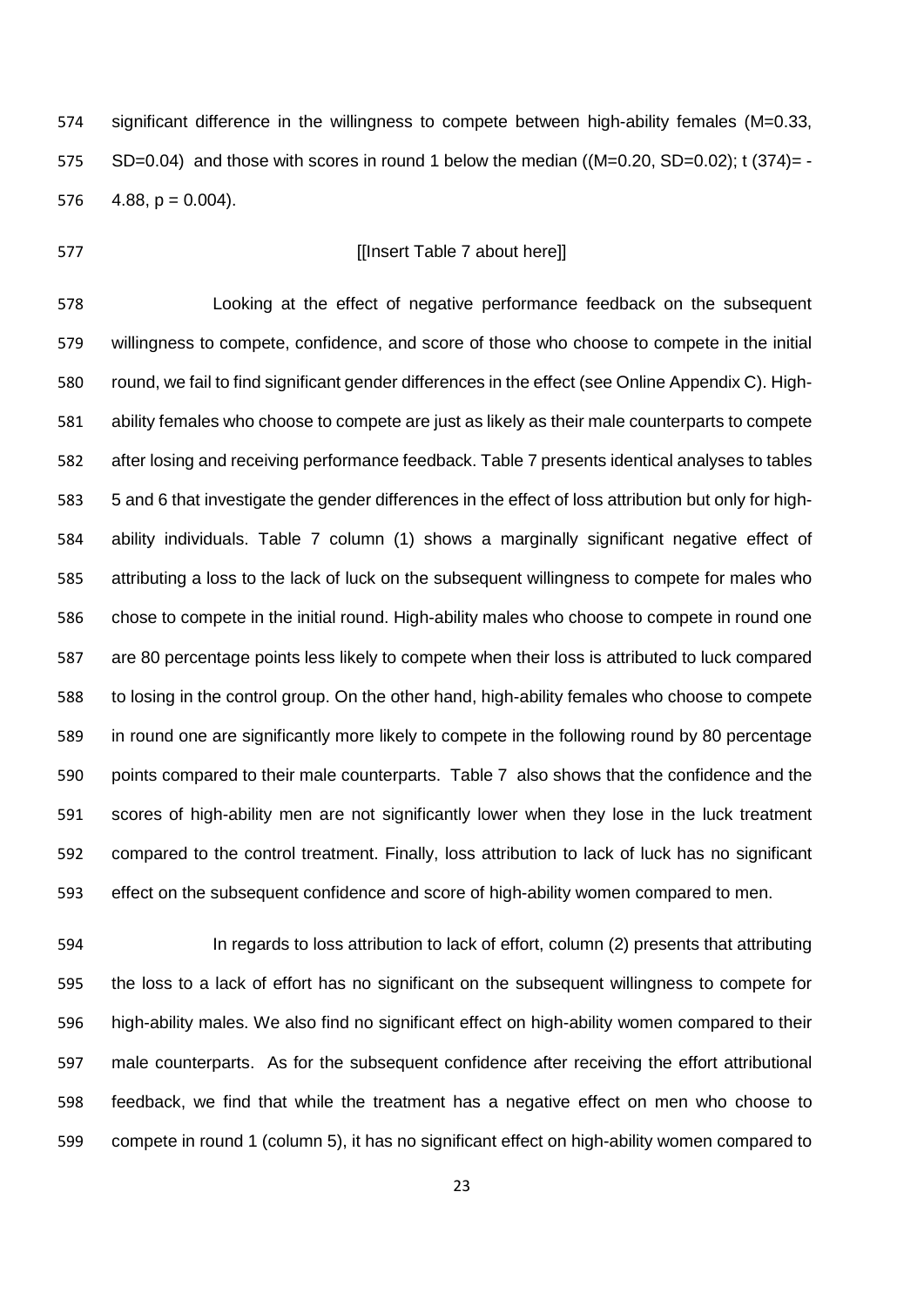significant difference in the willingness to compete between high-ability females ($M=0.33$, $SD=0.04$) and those with scores in round 1 below the median (($M=0.20$, $SD=0.02$); $t(374)=-4.88$, $p = 0.004$).

[[Insert Table 7 about here]]

Looking at the effect of negative performance feedback on the subsequent willingness to compete, confidence, and score of those who choose to compete in the initial round, we fail to find significant gender differences in the effect (see Online Appendix C). High-ability females who choose to compete are just as likely as their male counterparts to compete after losing and receiving performance feedback. Table 7 presents identical analyses to tables 5 and 6 that investigate the gender differences in the effect of loss attribution but only for high-ability individuals. Table 7 column (1) shows a marginally significant negative effect of attributing a loss to the lack of luck on the subsequent willingness to compete for males who chose to compete in the initial round. High-ability males who choose to compete in round one are 80 percentage points less likely to compete when their loss is attributed to luck compared to losing in the control group. On the other hand, high-ability females who choose to compete in round one are significantly more likely to compete in the following round by 80 percentage points compared to their male counterparts. Table 7 also shows that the confidence and the scores of high-ability men are not significantly lower when they lose in the luck treatment compared to the control treatment. Finally, loss attribution to lack of luck has no significant effect on the subsequent confidence and score of high-ability women compared to men.

In regards to loss attribution to lack of effort, column (2) presents that attributing the loss to a lack of effort has no significant on the subsequent willingness to compete for high-ability males. We also find no significant effect on high-ability women compared to their male counterparts. As for the subsequent confidence after receiving the effort attributional feedback, we find that while the treatment has a negative effect on men who choose to compete in round 1 (column 5), it has no significant effect on high-ability women compared to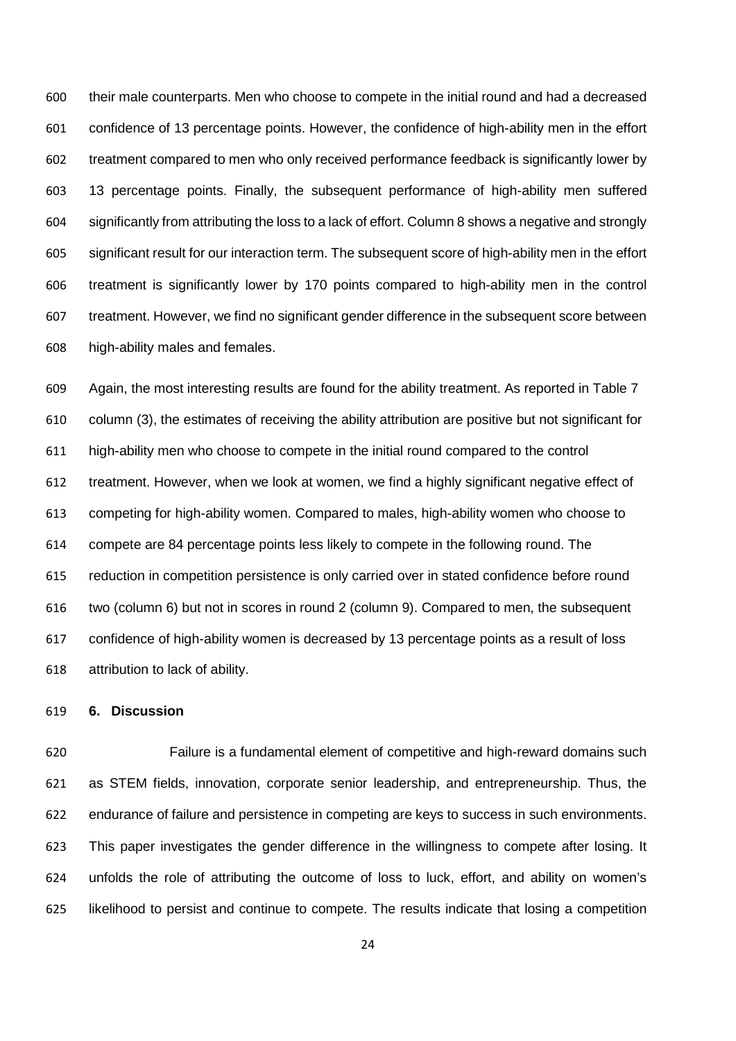their male counterparts. Men who choose to compete in the initial round and had a decreased confidence of 13 percentage points. However, the confidence of high-ability men in the effort treatment compared to men who only received performance feedback is significantly lower by 13 percentage points. Finally, the subsequent performance of high-ability men suffered significantly from attributing the loss to a lack of effort. Column 8 shows a negative and strongly significant result for our interaction term. The subsequent score of high-ability men in the effort treatment is significantly lower by 170 points compared to high-ability men in the control treatment. However, we find no significant gender difference in the subsequent score between high-ability males and females.

Again, the most interesting results are found for the ability treatment. As reported in Table 7 column (3), the estimates of receiving the ability attribution are positive but not significant for high-ability men who choose to compete in the initial round compared to the control treatment. However, when we look at women, we find a highly significant negative effect of competing for high-ability women. Compared to males, high-ability women who choose to compete are 84 percentage points less likely to compete in the following round. The reduction in competition persistence is only carried over in stated confidence before round two (column 6) but not in scores in round 2 (column 9). Compared to men, the subsequent confidence of high-ability women is decreased by 13 percentage points as a result of loss attribution to lack of ability.

## 6. Discussion

Failure is a fundamental element of competitive and high-reward domains such as STEM fields, innovation, corporate senior leadership, and entrepreneurship. Thus, the endurance of failure and persistence in competing are keys to success in such environments. This paper investigates the gender difference in the willingness to compete after losing. It unfolds the role of attributing the outcome of loss to luck, effort, and ability on women's likelihood to persist and continue to compete. The results indicate that losing a competition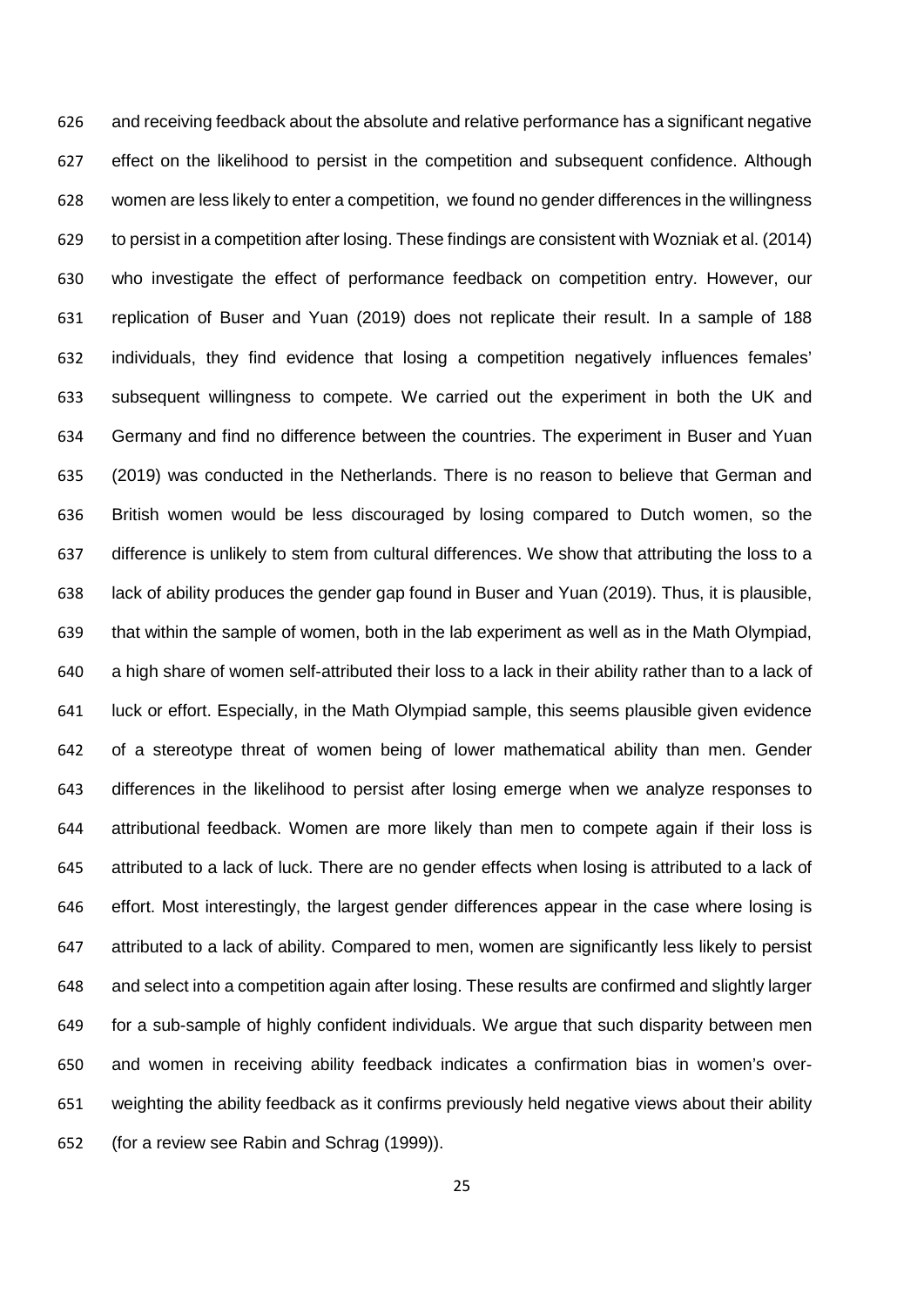and receiving feedback about the absolute and relative performance has a significant negative effect on the likelihood to persist in the competition and subsequent confidence. Although women are less likely to enter a competition, we found no gender differences in the willingness to persist in a competition after losing. These findings are consistent with Wozniak et al. (2014) who investigate the effect of performance feedback on competition entry. However, our replication of Buser and Yuan (2019) does not replicate their result. In a sample of 188 individuals, they find evidence that losing a competition negatively influences females' subsequent willingness to compete. We carried out the experiment in both the UK and Germany and find no difference between the countries. The experiment in Buser and Yuan (2019) was conducted in the Netherlands. There is no reason to believe that German and British women would be less discouraged by losing compared to Dutch women, so the difference is unlikely to stem from cultural differences. We show that attributing the loss to a lack of ability produces the gender gap found in Buser and Yuan (2019). Thus, it is plausible, that within the sample of women, both in the lab experiment as well as in the Math Olympiad, a high share of women self-attributed their loss to a lack in their ability rather than to a lack of luck or effort. Especially, in the Math Olympiad sample, this seems plausible given evidence of a stereotype threat of women being of lower mathematical ability than men. Gender differences in the likelihood to persist after losing emerge when we analyze responses to attributional feedback. Women are more likely than men to compete again if their loss is attributed to a lack of luck. There are no gender effects when losing is attributed to a lack of effort. Most interestingly, the largest gender differences appear in the case where losing is attributed to a lack of ability. Compared to men, women are significantly less likely to persist and select into a competition again after losing. These results are confirmed and slightly larger for a sub-sample of highly confident individuals. We argue that such disparity between men and women in receiving ability feedback indicates a confirmation bias in women's over-weighting the ability feedback as it confirms previously held negative views about their ability (for a review see Rabin and Schrag (1999)).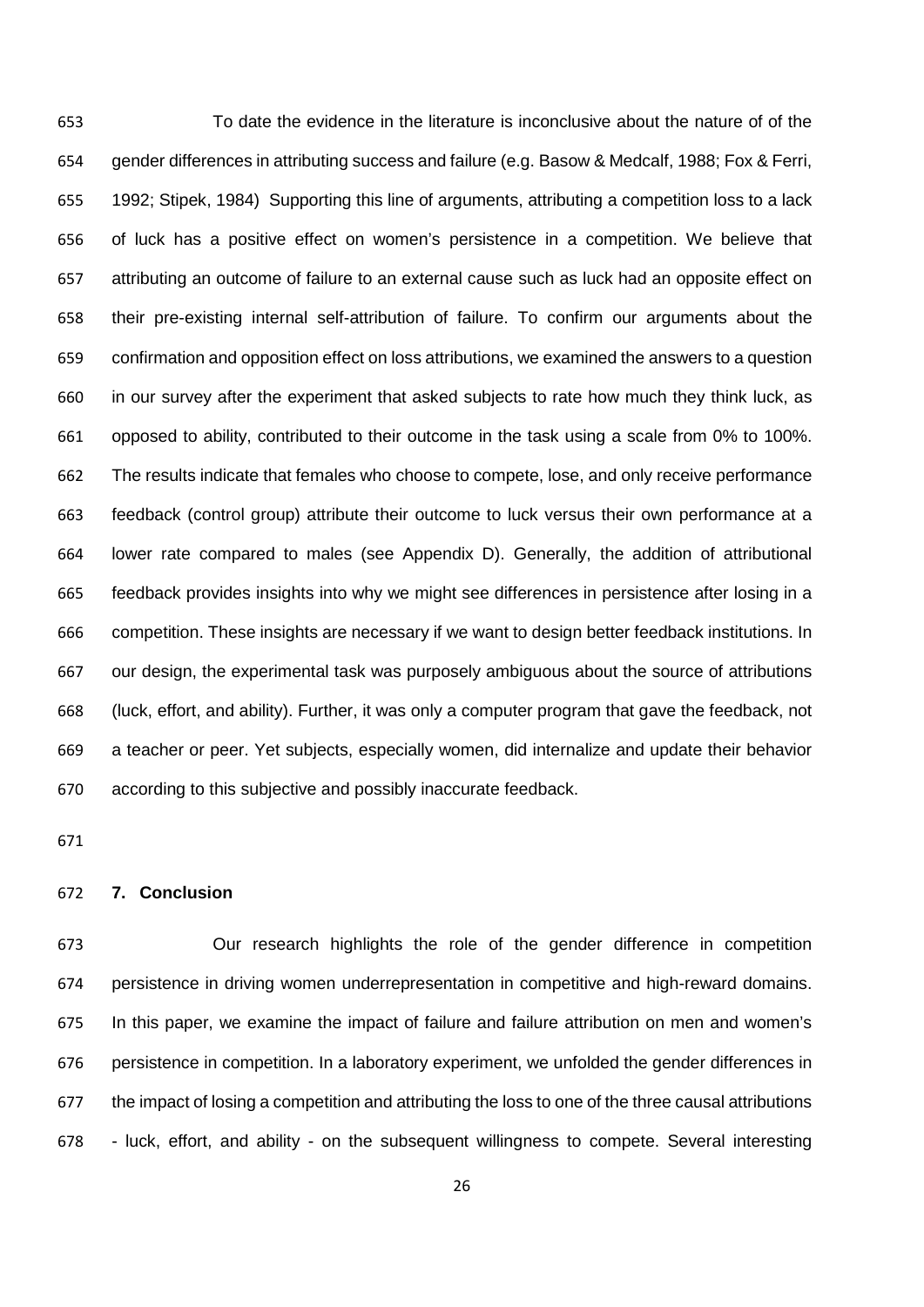To date the evidence in the literature is inconclusive about the nature of of the gender differences in attributing success and failure (e.g. Basow & Medcalf, 1988; Fox & Ferri, 1992; Stipek, 1984) Supporting this line of arguments, attributing a competition loss to a lack of luck has a positive effect on women's persistence in a competition. We believe that attributing an outcome of failure to an external cause such as luck had an opposite effect on their pre-existing internal self-attribution of failure. To confirm our arguments about the confirmation and opposition effect on loss attributions, we examined the answers to a question in our survey after the experiment that asked subjects to rate how much they think luck, as opposed to ability, contributed to their outcome in the task using a scale from 0% to 100%. The results indicate that females who choose to compete, lose, and only receive performance feedback (control group) attribute their outcome to luck versus their own performance at a lower rate compared to males (see Appendix D). Generally, the addition of attributional feedback provides insights into why we might see differences in persistence after losing in a competition. These insights are necessary if we want to design better feedback institutions. In our design, the experimental task was purposely ambiguous about the source of attributions (luck, effort, and ability). Further, it was only a computer program that gave the feedback, not a teacher or peer. Yet subjects, especially women, did internalize and update their behavior according to this subjective and possibly inaccurate feedback.

## 7. Conclusion

Our research highlights the role of the gender difference in competition persistence in driving women underrepresentation in competitive and high-reward domains. In this paper, we examine the impact of failure and failure attribution on men and women's persistence in competition. In a laboratory experiment, we unfolded the gender differences in the impact of losing a competition and attributing the loss to one of the three causal attributions - luck, effort, and ability - on the subsequent willingness to compete. Several interesting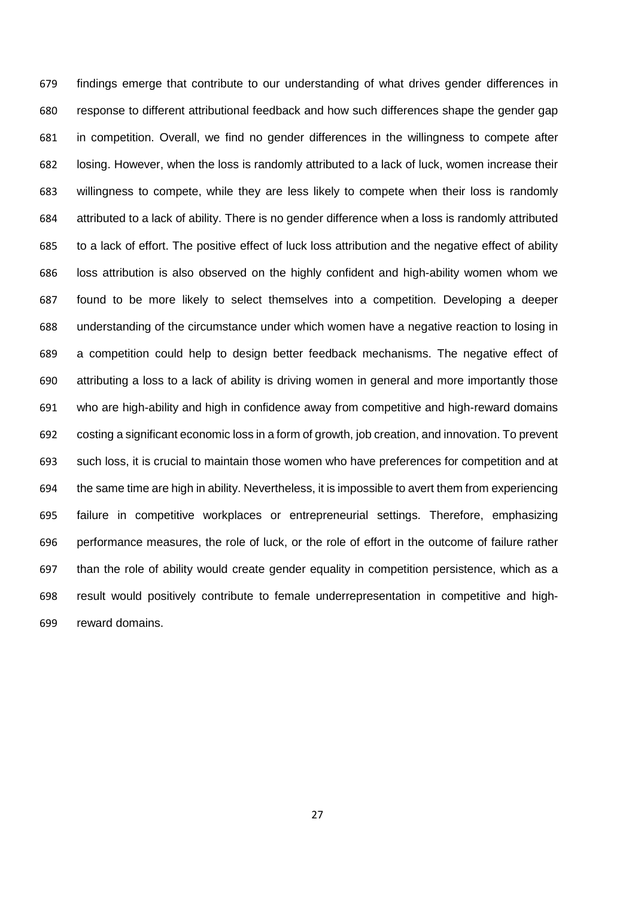findings emerge that contribute to our understanding of what drives gender differences in response to different attributional feedback and how such differences shape the gender gap in competition. Overall, we find no gender differences in the willingness to compete after losing. However, when the loss is randomly attributed to a lack of luck, women increase their willingness to compete, while they are less likely to compete when their loss is randomly attributed to a lack of ability. There is no gender difference when a loss is randomly attributed to a lack of effort. The positive effect of luck loss attribution and the negative effect of ability loss attribution is also observed on the highly confident and high-ability women whom we found to be more likely to select themselves into a competition. Developing a deeper understanding of the circumstance under which women have a negative reaction to losing in a competition could help to design better feedback mechanisms. The negative effect of attributing a loss to a lack of ability is driving women in general and more importantly those who are high-ability and high in confidence away from competitive and high-reward domains costing a significant economic loss in a form of growth, job creation, and innovation. To prevent such loss, it is crucial to maintain those women who have preferences for competition and at the same time are high in ability. Nevertheless, it is impossible to avert them from experiencing failure in competitive workplaces or entrepreneurial settings. Therefore, emphasizing performance measures, the role of luck, or the role of effort in the outcome of failure rather than the role of ability would create gender equality in competition persistence, which as a result would positively contribute to female underrepresentation in competitive and high-reward domains.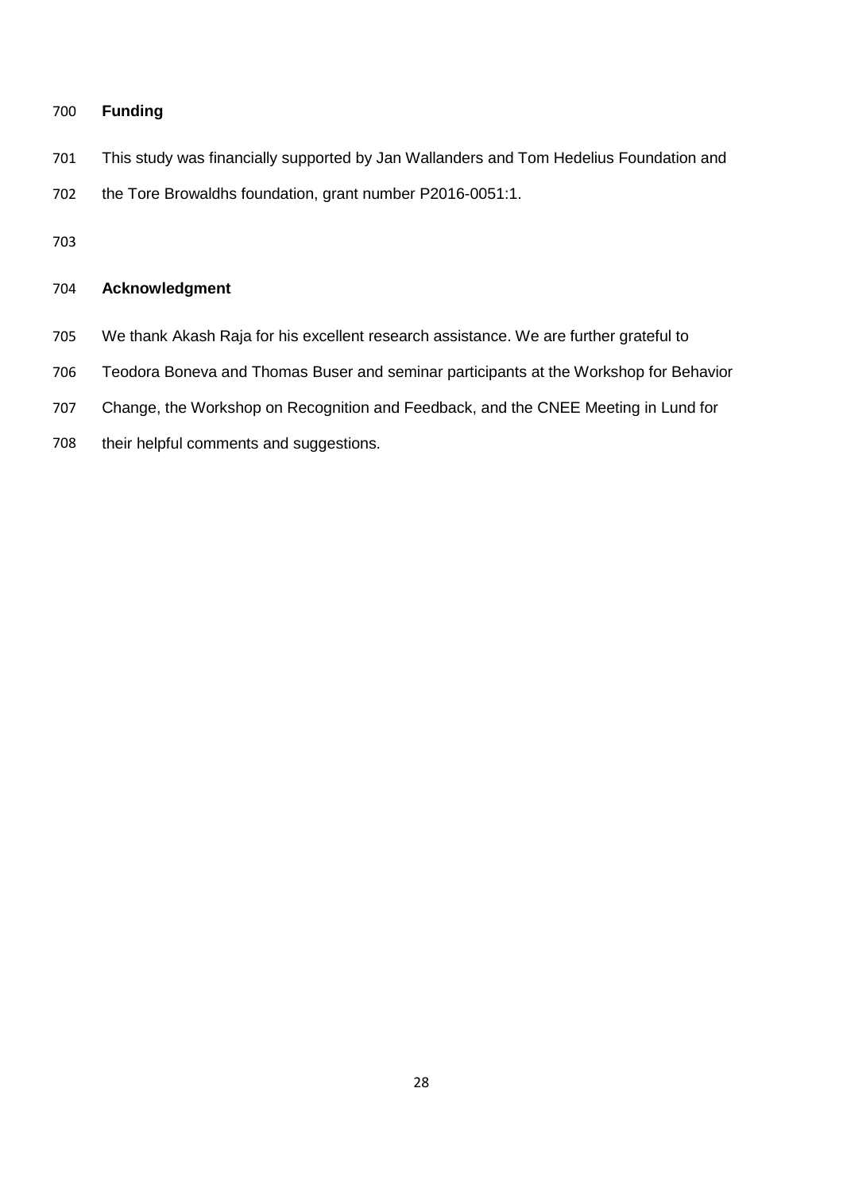## Funding

This study was financially supported by Jan Wallanders and Tom Hedelius Foundation and the Tore Browaldhs foundation, grant number P2016-0051:1.

## Acknowledgment

We thank Akash Raja for his excellent research assistance. We are further grateful to Teodora Boneva and Thomas Buser and seminar participants at the Workshop for Behavior Change, the Workshop on Recognition and Feedback, and the CNEE Meeting in Lund for their helpful comments and suggestions.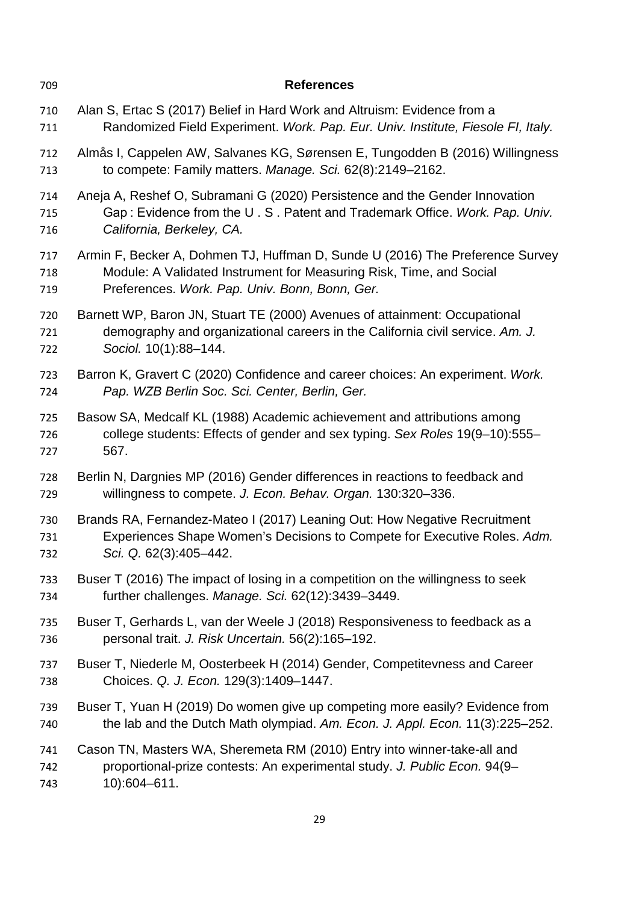## References

Alan S, Ertac S (2017) Belief in Hard Work and Altruism: Evidence from a Randomized Field Experiment. *Work. Pap. Eur. Univ. Institute, Fiesole FI, Italy.*

Almås I, Cappelen AW, Salvanes KG, Sørensen E, Tungodden B (2016) Willingness to compete: Family matters. *Manage. Sci.* 62(8):2149–2162.

Aneja A, Reshef O, Subramani G (2020) Persistence and the Gender Innovation Gap : Evidence from the U . S . Patent and Trademark Office. *Work. Pap. Univ. California, Berkeley, CA.*

Armin F, Becker A, Dohmen TJ, Huffman D, Sunde U (2016) The Preference Survey Module: A Validated Instrument for Measuring Risk, Time, and Social Preferences. *Work. Pap. Univ. Bonn, Bonn, Ger.*

Barnett WP, Baron JN, Stuart TE (2000) Avenues of attainment: Occupational demography and organizational careers in the California civil service. *Am. J. Sociol.* 10(1):88–144.

Barron K, Gravert C (2020) Confidence and career choices: An experiment. *Work. Pap. WZB Berlin Soc. Sci. Center, Berlin, Ger.*

Basow SA, Medcalf KL (1988) Academic achievement and attributions among college students: Effects of gender and sex typing. *Sex Roles* 19(9–10):555–567.

Berlin N, Dargnies MP (2016) Gender differences in reactions to feedback and willingness to compete. *J. Econ. Behav. Organ.* 130:320–336.

Brands RA, Fernandez-Mateo I (2017) Leaning Out: How Negative Recruitment Experiences Shape Women's Decisions to Compete for Executive Roles. *Adm. Sci. Q.* 62(3):405–442.

Buser T (2016) The impact of losing in a competition on the willingness to seek further challenges. *Manage. Sci.* 62(12):3439–3449.

Buser T, Gerhards L, van der Weele J (2018) Responsiveness to feedback as a personal trait. *J. Risk Uncertain.* 56(2):165–192.

Buser T, Niederle M, Oosterbeek H (2014) Gender, Competitevness and Career Choices. *Q. J. Econ.* 129(3):1409–1447.

Buser T, Yuan H (2019) Do women give up competing more easily? Evidence from the lab and the Dutch Math olympiad. *Am. Econ. J. Appl. Econ.* 11(3):225–252.

Cason TN, Masters WA, Sheremeta RM (2010) Entry into winner-take-all and proportional-prize contests: An experimental study. *J. Public Econ.* 94(9–10):604–611.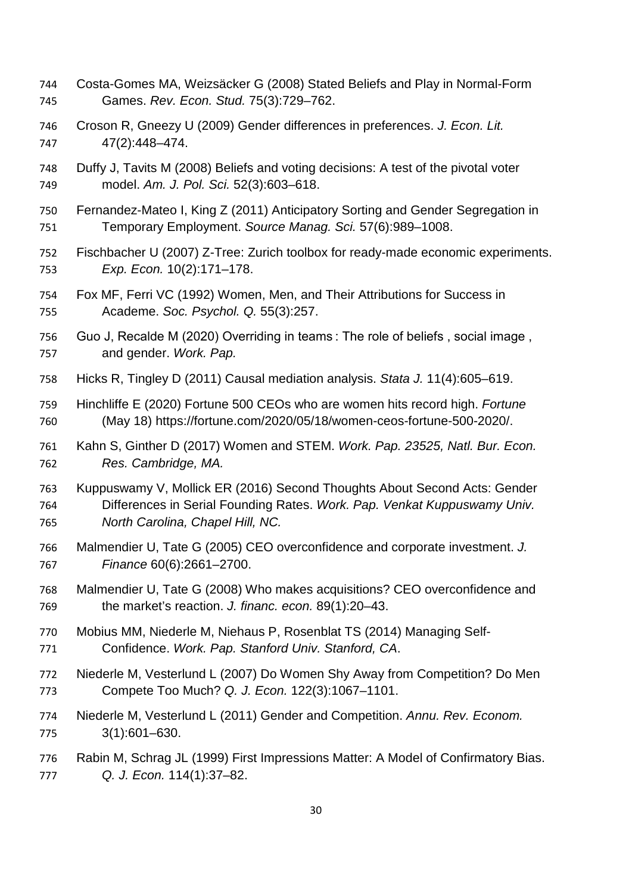Costa-Gomes MA, Weizsäcker G (2008) Stated Beliefs and Play in Normal-Form Games. *Rev. Econ. Stud.* 75(3):729–762.

Croson R, Gneezy U (2009) Gender differences in preferences. *J. Econ. Lit.* 47(2):448–474.

Duffy J, Tavits M (2008) Beliefs and voting decisions: A test of the pivotal voter model. *Am. J. Pol. Sci.* 52(3):603–618.

Fernandez-Mateo I, King Z (2011) Anticipatory Sorting and Gender Segregation in Temporary Employment. *Source Manag. Sci.* 57(6):989–1008.

Fischbacher U (2007) Z-Tree: Zurich toolbox for ready-made economic experiments. *Exp. Econ.* 10(2):171–178.

Fox MF, Ferri VC (1992) Women, Men, and Their Attributions for Success in Academe. *Soc. Psychol. Q.* 55(3):257.

Guo J, Recalde M (2020) Overriding in teams : The role of beliefs , social image , and gender. *Work. Pap.*

Hicks R, Tingley D (2011) Causal mediation analysis. *Stata J.* 11(4):605–619.

Hinchliffe E (2020) Fortune 500 CEOs who are women hits record high. *Fortune* (May 18) https://fortune.com/2020/05/18/women-ceos-fortune-500-2020/.

Kahn S, Ginther D (2017) Women and STEM. *Work. Pap. 23525, Natl. Bur. Econ. Res. Cambridge, MA.*

Kuppuswamy V, Mollick ER (2016) Second Thoughts About Second Acts: Gender Differences in Serial Founding Rates. *Work. Pap. Venkat Kuppuswamy Univ. North Carolina, Chapel Hill, NC.*

Malmendier U, Tate G (2005) CEO overconfidence and corporate investment. *J. Finance* 60(6):2661–2700.

Malmendier U, Tate G (2008) Who makes acquisitions? CEO overconfidence and the market's reaction. *J. financ. econ.* 89(1):20–43.

Mobius MM, Niederle M, Niehaus P, Rosenblat TS (2014) Managing Self-Confidence. *Work. Pap. Stanford Univ. Stanford, CA*.

Niederle M, Vesterlund L (2007) Do Women Shy Away from Competition? Do Men Compete Too Much? *Q. J. Econ.* 122(3):1067–1101.

Niederle M, Vesterlund L (2011) Gender and Competition. *Annu. Rev. Econom.* 3(1):601–630.

Rabin M, Schrag JL (1999) First Impressions Matter: A Model of Confirmatory Bias. *Q. J. Econ.* 114(1):37–82.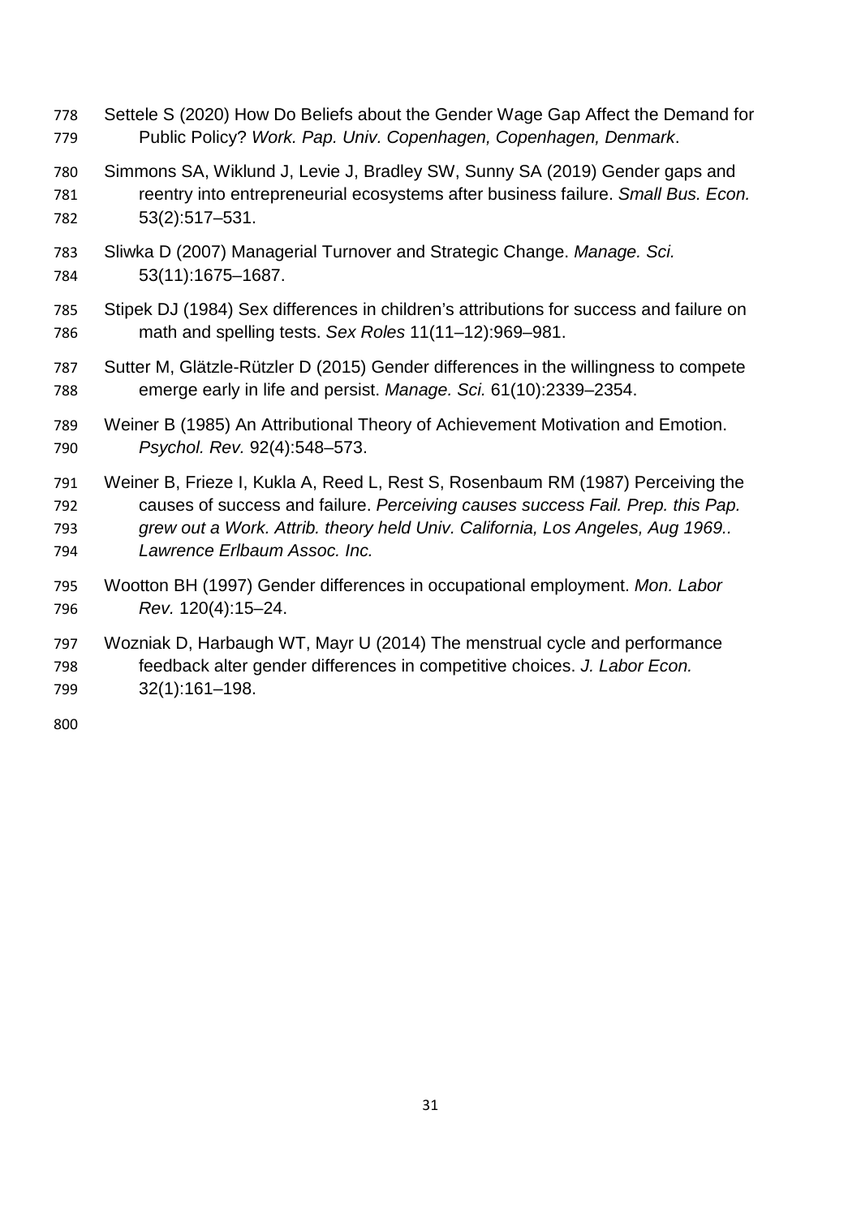Settele S (2020) How Do Beliefs about the Gender Wage Gap Affect the Demand for Public Policy? *Work. Pap. Univ. Copenhagen, Copenhagen, Denmark*.

Simmons SA, Wiklund J, Levie J, Bradley SW, Sunny SA (2019) Gender gaps and reentry into entrepreneurial ecosystems after business failure. *Small Bus. Econ.* 53(2):517–531.

Sliwka D (2007) Managerial Turnover and Strategic Change. *Manage. Sci.* 53(11):1675–1687.

Stipek DJ (1984) Sex differences in children's attributions for success and failure on math and spelling tests. *Sex Roles* 11(11–12):969–981.

Sutter M, Glätzle-Rützler D (2015) Gender differences in the willingness to compete emerge early in life and persist. *Manage. Sci.* 61(10):2339–2354.

Weiner B (1985) An Attributional Theory of Achievement Motivation and Emotion. *Psychol. Rev.* 92(4):548–573.

Weiner B, Frieze I, Kukla A, Reed L, Rest S, Rosenbaum RM (1987) Perceiving the causes of success and failure. *Perceiving causes success Fail. Prep. this Pap. grew out a Work. Attrib. theory held Univ. California, Los Angeles, Aug 1969.. Lawrence Erlbaum Assoc. Inc.*

Wootton BH (1997) Gender differences in occupational employment. *Mon. Labor Rev.* 120(4):15–24.

Wozniak D, Harbaugh WT, Mayr U (2014) The menstrual cycle and performance feedback alter gender differences in competitive choices. *J. Labor Econ.* 32(1):161–198.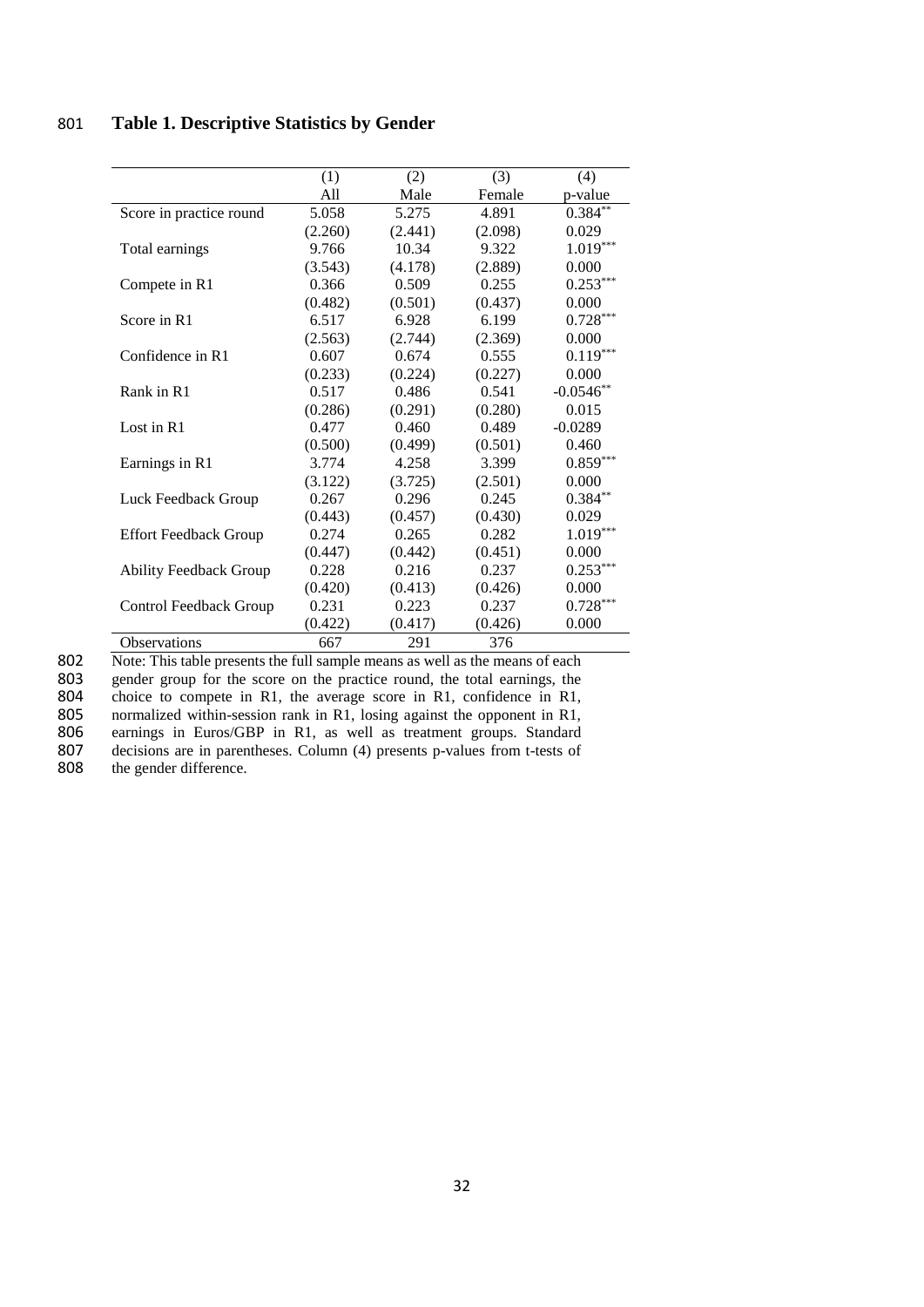**Table 1. Descriptive Statistics by Gender**

| | (1) | (2) | (3) | (4) |
|---|---|---|---|---|
| | All | Male | Female | p-value |
| Score in practice round | 5.058 | 5.275 | 4.891 | 0.384** |
| | (2.260) | (2.441) | (2.098) | 0.029 |
| Total earnings | 9.766 | 10.34 | 9.322 | 1.019*** |
| | (3.543) | (4.178) | (2.889) | 0.000 |
| Compete in R1 | 0.366 | 0.509 | 0.255 | 0.253*** |
| | (0.482) | (0.501) | (0.437) | 0.000 |
| Score in R1 | 6.517 | 6.928 | 6.199 | 0.728*** |
| | (2.563) | (2.744) | (2.369) | 0.000 |
| Confidence in R1 | 0.607 | 0.674 | 0.555 | 0.119*** |
| | (0.233) | (0.224) | (0.227) | 0.000 |
| Rank in R1 | 0.517 | 0.486 | 0.541 | -0.0546** |
| | (0.286) | (0.291) | (0.280) | 0.015 |
| Lost in R1 | 0.477 | 0.460 | 0.489 | -0.0289 |
| | (0.500) | (0.499) | (0.501) | 0.460 |
| Earnings in R1 | 3.774 | 4.258 | 3.399 | 0.859*** |
| | (3.122) | (3.725) | (2.501) | 0.000 |
| Luck Feedback Group | 0.267 | 0.296 | 0.245 | 0.384** |
| | (0.443) | (0.457) | (0.430) | 0.029 |
| Effort Feedback Group | 0.274 | 0.265 | 0.282 | 1.019*** |
| | (0.447) | (0.442) | (0.451) | 0.000 |
| Ability Feedback Group | 0.228 | 0.216 | 0.237 | 0.253*** |
| | (0.420) | (0.413) | (0.426) | 0.000 |
| Control Feedback Group | 0.231 | 0.223 | 0.237 | 0.728*** |
| | (0.422) | (0.417) | (0.426) | 0.000 |
| Observations | 667 | 291 | 376 | |

Note: This table presents the full sample means as well as the means of each gender group for the score on the practice round, the total earnings, the choice to compete in R1, the average score in R1, confidence in R1, normalized within-session rank in R1, losing against the opponent in R1, earnings in Euros/GBP in R1, as well as treatment groups. Standard decisions are in parentheses. Column (4) presents p-values from t-tests of the gender difference.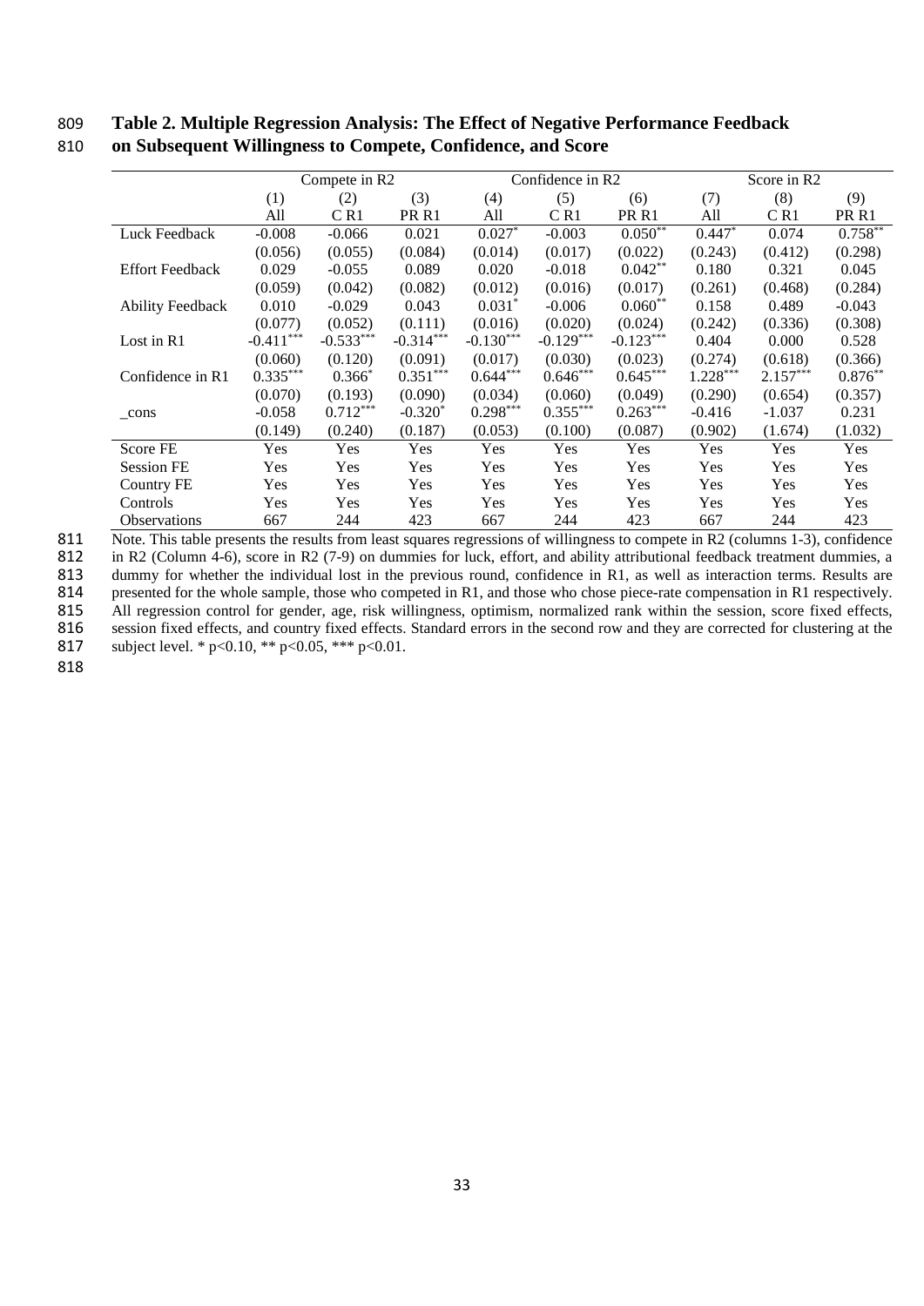**Table 2. Multiple Regression Analysis: The Effect of Negative Performance Feedback on Subsequent Willingness to Compete, Confidence, and Score**

| | Compete in R2 | | | Confidence in R2 | | | Score in R2 | | |
|---|---|---|---|---|---|---|---|---|---|
| | (1) | (2) | (3) | (4) | (5) | (6) | (7) | (8) | (9) |
| | All | C R1 | PR R1 | All | C R1 | PR R1 | All | C R1 | PR R1 |
| Luck Feedback | -0.008 | -0.066 | 0.021 | 0.027* | -0.003 | 0.050** | 0.447* | 0.074 | 0.758** |
| | (0.056) | (0.055) | (0.084) | (0.014) | (0.017) | (0.022) | (0.243) | (0.412) | (0.298) |
| Effort Feedback | 0.029 | -0.055 | 0.089 | 0.020 | -0.018 | 0.042** | 0.180 | 0.321 | 0.045 |
| | (0.059) | (0.042) | (0.082) | (0.012) | (0.016) | (0.017) | (0.261) | (0.468) | (0.284) |
| Ability Feedback | 0.010 | -0.029 | 0.043 | 0.031* | -0.006 | 0.060** | 0.158 | 0.489 | -0.043 |
| | (0.077) | (0.052) | (0.111) | (0.016) | (0.020) | (0.024) | (0.242) | (0.336) | (0.308) |
| Lost in R1 | -0.411*** | -0.533*** | -0.314*** | -0.130*** | -0.129*** | -0.123*** | 0.404 | 0.000 | 0.528 |
| | (0.060) | (0.120) | (0.091) | (0.017) | (0.030) | (0.023) | (0.274) | (0.618) | (0.366) |
| Confidence in R1 | 0.335*** | 0.366* | 0.351*** | 0.644*** | 0.646*** | 0.645*** | 1.228*** | 2.157*** | 0.876** |
| | (0.070) | (0.193) | (0.090) | (0.034) | (0.060) | (0.049) | (0.290) | (0.654) | (0.357) |
| _cons | -0.058 | 0.712*** | -0.320* | 0.298*** | 0.355*** | 0.263*** | -0.416 | -1.037 | 0.231 |
| | (0.149) | (0.240) | (0.187) | (0.053) | (0.100) | (0.087) | (0.902) | (1.674) | (1.032) |
| Score FE | Yes | Yes | Yes | Yes | Yes | Yes | Yes | Yes | Yes |
| Session FE | Yes | Yes | Yes | Yes | Yes | Yes | Yes | Yes | Yes |
| Country FE | Yes | Yes | Yes | Yes | Yes | Yes | Yes | Yes | Yes |
| Controls | Yes | Yes | Yes | Yes | Yes | Yes | Yes | Yes | Yes |
| Observations | 667 | 244 | 423 | 667 | 244 | 423 | 667 | 244 | 423 |

Note. This table presents the results from least squares regressions of willingness to compete in R2 (columns 1-3), confidence in R2 (Column 4-6), score in R2 (7-9) on dummies for luck, effort, and ability attributional feedback treatment dummies, a dummy for whether the individual lost in the previous round, confidence in R1, as well as interaction terms. Results are presented for the whole sample, those who competed in R1, and those who chose piece-rate compensation in R1 respectively. All regression control for gender, age, risk willingness, optimism, normalized rank within the session, score fixed effects, session fixed effects, and country fixed effects. Standard errors in the second row and they are corrected for clustering at the subject level. * p<0.10, ** p<0.05, *** p<0.01.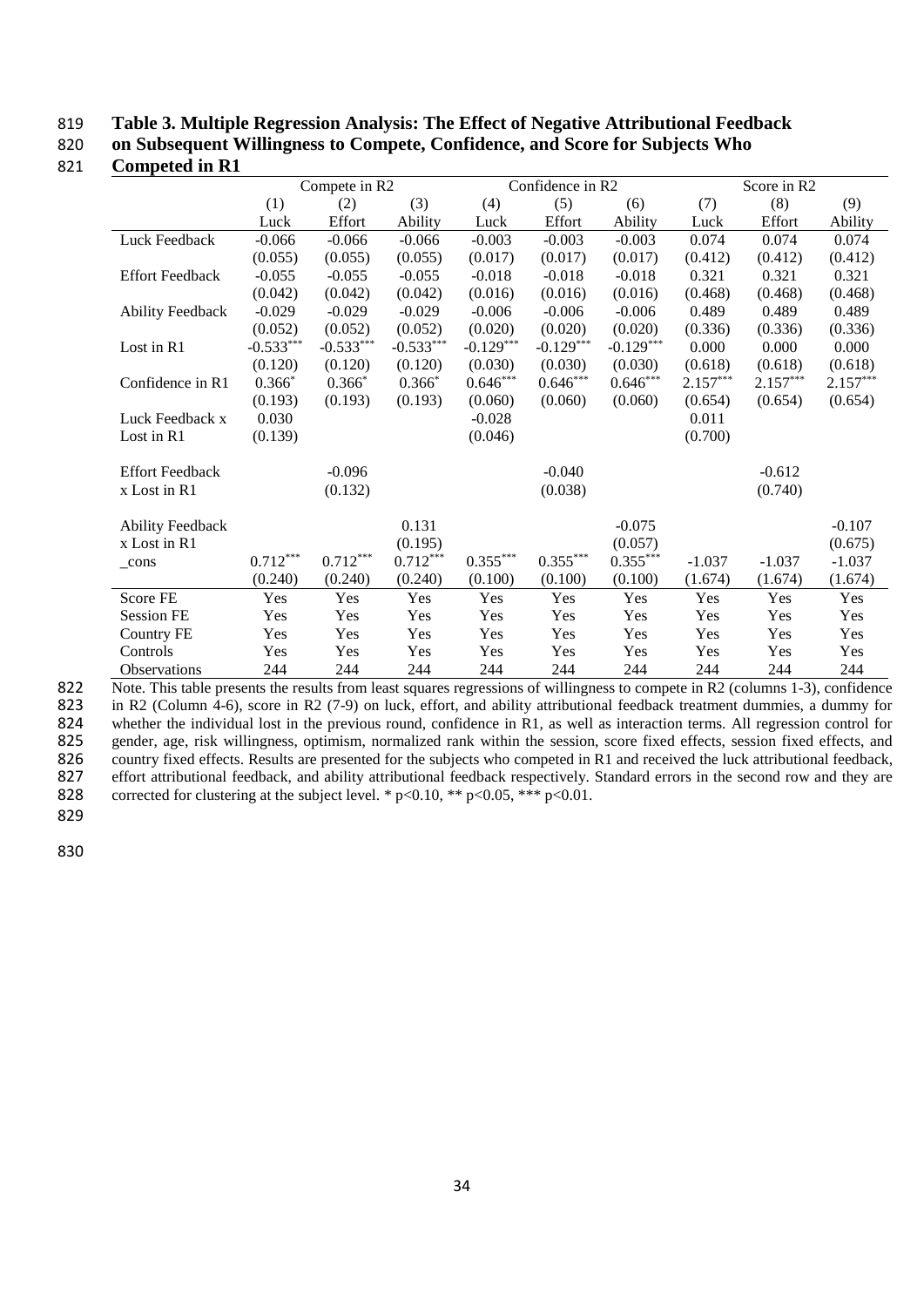**Table 3. Multiple Regression Analysis: The Effect of Negative Attributional Feedback on Subsequent Willingness to Compete, Confidence, and Score for Subjects Who Competed in R1**

| | Compete in R2 | | | Confidence in R2 | | | Score in R2 | | |
|---|---|---|---|---|---|---|---|---|---|
| | (1) | (2) | (3) | (4) | (5) | (6) | (7) | (8) | (9) |
| | Luck | Effort | Ability | Luck | Effort | Ability | Luck | Effort | Ability |
| Luck Feedback | -0.066 | -0.066 | -0.066 | -0.003 | -0.003 | -0.003 | 0.074 | 0.074 | 0.074 |
| | (0.055) | (0.055) | (0.055) | (0.017) | (0.017) | (0.017) | (0.412) | (0.412) | (0.412) |
| Effort Feedback | -0.055 | -0.055 | -0.055 | -0.018 | -0.018 | -0.018 | 0.321 | 0.321 | 0.321 |
| | (0.042) | (0.042) | (0.042) | (0.016) | (0.016) | (0.016) | (0.468) | (0.468) | (0.468) |
| Ability Feedback | -0.029 | -0.029 | -0.029 | -0.006 | -0.006 | -0.006 | 0.489 | 0.489 | 0.489 |
| | (0.052) | (0.052) | (0.052) | (0.020) | (0.020) | (0.020) | (0.336) | (0.336) | (0.336) |
| Lost in R1 | -0.533*** | -0.533*** | -0.533*** | -0.129*** | -0.129*** | -0.129*** | 0.000 | 0.000 | 0.000 |
| | (0.120) | (0.120) | (0.120) | (0.030) | (0.030) | (0.030) | (0.618) | (0.618) | (0.618) |
| Confidence in R1 | 0.366* | 0.366* | 0.366* | 0.646*** | 0.646*** | 0.646*** | 2.157*** | 2.157*** | 2.157*** |
| | (0.193) | (0.193) | (0.193) | (0.060) | (0.060) | (0.060) | (0.654) | (0.654) | (0.654) |
| Luck Feedback x Lost in R1 | 0.030 | | | -0.028 | | | 0.011 | | |
| | (0.139) | | | (0.046) | | | (0.700) | | |
| Effort Feedback x Lost in R1 | | -0.096 | | | -0.040 | | | -0.612 | |
| | | (0.132) | | | (0.038) | | | (0.740) | |
| Ability Feedback x Lost in R1 | | | 0.131 | | | -0.075 | | | -0.107 |
| | | | (0.195) | | | (0.057) | | | (0.675) |
| _cons | 0.712*** | 0.712*** | 0.712*** | 0.355*** | 0.355*** | 0.355*** | -1.037 | -1.037 | -1.037 |
| | (0.240) | (0.240) | (0.240) | (0.100) | (0.100) | (0.100) | (1.674) | (1.674) | (1.674) |
| Score FE | Yes | Yes | Yes | Yes | Yes | Yes | Yes | Yes | Yes |
| Session FE | Yes | Yes | Yes | Yes | Yes | Yes | Yes | Yes | Yes |
| Country FE | Yes | Yes | Yes | Yes | Yes | Yes | Yes | Yes | Yes |
| Controls | Yes | Yes | Yes | Yes | Yes | Yes | Yes | Yes | Yes |
| Observations | 244 | 244 | 244 | 244 | 244 | 244 | 244 | 244 | 244 |

Note. This table presents the results from least squares regressions of willingness to compete in R2 (columns 1-3), confidence in R2 (Column 4-6), score in R2 (7-9) on luck, effort, and ability attributional feedback treatment dummies, a dummy for whether the individual lost in the previous round, confidence in R1, as well as interaction terms. All regression control for gender, age, risk willingness, optimism, normalized rank within the session, score fixed effects, session fixed effects, and country fixed effects. Results are presented for the subjects who competed in R1 and received the luck attributional feedback, effort attributional feedback, and ability attributional feedback respectively. Standard errors in the second row and they are corrected for clustering at the subject level. * p<0.10, ** p<0.05, *** p<0.01.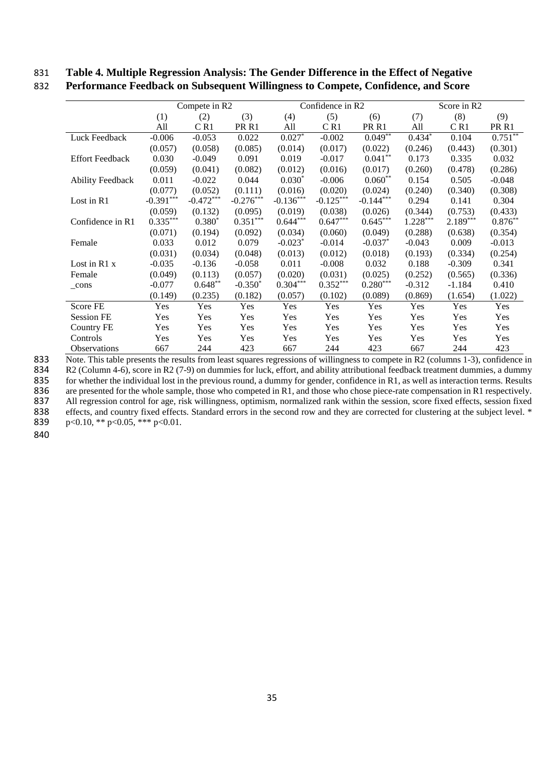**Table 4. Multiple Regression Analysis: The Gender Difference in the Effect of Negative Performance Feedback on Subsequent Willingness to Compete, Confidence, and Score**

| | Compete in R2 | | | Confidence in R2 | | | Score in R2 | | |
|---|---|---|---|---|---|---|---|---|---|
| | (1) | (2) | (3) | (4) | (5) | (6) | (7) | (8) | (9) |
| | All | C R1 | PR R1 | All | C R1 | PR R1 | All | C R1 | PR R1 |
| Luck Feedback | -0.006 | -0.053 | 0.022 | 0.027* | -0.002 | 0.049** | 0.434* | 0.104 | 0.751** |
| | (0.057) | (0.058) | (0.085) | (0.014) | (0.017) | (0.022) | (0.246) | (0.443) | (0.301) |
| Effort Feedback | 0.030 | -0.049 | 0.091 | 0.019 | -0.017 | 0.041** | 0.173 | 0.335 | 0.032 |
| | (0.059) | (0.041) | (0.082) | (0.012) | (0.016) | (0.017) | (0.260) | (0.478) | (0.286) |
| Ability Feedback | 0.011 | -0.022 | 0.044 | 0.030* | -0.006 | 0.060** | 0.154 | 0.505 | -0.048 |
| | (0.077) | (0.052) | (0.111) | (0.016) | (0.020) | (0.024) | (0.240) | (0.340) | (0.308) |
| Lost in R1 | -0.391*** | -0.472*** | -0.276*** | -0.136*** | -0.125*** | -0.144*** | 0.294 | 0.141 | 0.304 |
| | (0.059) | (0.132) | (0.095) | (0.019) | (0.038) | (0.026) | (0.344) | (0.753) | (0.433) |
| Confidence in R1 | 0.335*** | 0.380* | 0.351*** | 0.644*** | 0.647*** | 0.645*** | 1.228*** | 2.189*** | 0.876** |
| | (0.071) | (0.194) | (0.092) | (0.034) | (0.060) | (0.049) | (0.288) | (0.638) | (0.354) |
| Female | 0.033 | 0.012 | 0.079 | -0.023* | -0.014 | -0.037* | -0.043 | 0.009 | -0.013 |
| | (0.031) | (0.034) | (0.048) | (0.013) | (0.012) | (0.018) | (0.193) | (0.334) | (0.254) |
| Lost in R1 x Female | -0.035 | -0.136 | -0.058 | 0.011 | -0.008 | 0.032 | 0.188 | -0.309 | 0.341 |
| | (0.049) | (0.113) | (0.057) | (0.020) | (0.031) | (0.025) | (0.252) | (0.565) | (0.336) |
| _cons | -0.077 | 0.648** | -0.350* | 0.304*** | 0.352*** | 0.280*** | -0.312 | -1.184 | 0.410 |
| | (0.149) | (0.235) | (0.182) | (0.057) | (0.102) | (0.089) | (0.869) | (1.654) | (1.022) |
| Score FE | Yes | Yes | Yes | Yes | Yes | Yes | Yes | Yes | Yes |
| Session FE | Yes | Yes | Yes | Yes | Yes | Yes | Yes | Yes | Yes |
| Country FE | Yes | Yes | Yes | Yes | Yes | Yes | Yes | Yes | Yes |
| Controls | Yes | Yes | Yes | Yes | Yes | Yes | Yes | Yes | Yes |
| Observations | 667 | 244 | 423 | 667 | 244 | 423 | 667 | 244 | 423 |

Note. This table presents the results from least squares regressions of willingness to compete in R2 (columns 1-3), confidence in R2 (Column 4-6), score in R2 (7-9) on dummies for luck, effort, and ability attributional feedback treatment dummies, a dummy for whether the individual lost in the previous round, a dummy for gender, confidence in R1, as well as interaction terms. Results are presented for the whole sample, those who competed in R1, and those who chose piece-rate compensation in R1 respectively. All regression control for age, risk willingness, optimism, normalized rank within the session, score fixed effects, session fixed effects, and country fixed effects. Standard errors in the second row and they are corrected for clustering at the subject level. * p<0.10, ** p<0.05, *** p<0.01.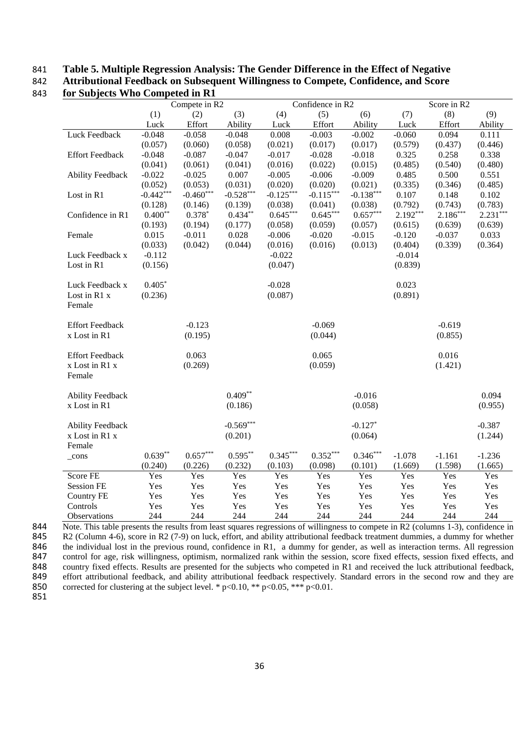**Table 5. Multiple Regression Analysis: The Gender Difference in the Effect of Negative Attributional Feedback on Subsequent Willingness to Compete, Confidence, and Score for Subjects Who Competed in R1**

| | Compete in R2 | | | Confidence in R2 | | | Score in R2 | | |
|---|---|---|---|---|---|---|---|---|---|
| | (1) | (2) | (3) | (4) | (5) | (6) | (7) | (8) | (9) |
| | Luck | Effort | Ability | Luck | Effort | Ability | Luck | Effort | Ability |
| Luck Feedback | -0.048 | -0.058 | -0.048 | 0.008 | -0.003 | -0.002 | -0.060 | 0.094 | 0.111 |
| | (0.057) | (0.060) | (0.058) | (0.021) | (0.017) | (0.017) | (0.579) | (0.437) | (0.446) |
| Effort Feedback | -0.048 | -0.087 | -0.047 | -0.017 | -0.028 | -0.018 | 0.325 | 0.258 | 0.338 |
| | (0.041) | (0.061) | (0.041) | (0.016) | (0.022) | (0.015) | (0.485) | (0.540) | (0.480) |
| Ability Feedback | -0.022 | -0.025 | 0.007 | -0.005 | -0.006 | -0.009 | 0.485 | 0.500 | 0.551 |
| | (0.052) | (0.053) | (0.031) | (0.020) | (0.020) | (0.021) | (0.335) | (0.346) | (0.485) |
| Lost in R1 | -0.442*** | -0.460*** | -0.528*** | -0.125*** | -0.115*** | -0.138*** | 0.107 | 0.148 | 0.102 |
| | (0.128) | (0.146) | (0.139) | (0.038) | (0.041) | (0.038) | (0.792) | (0.743) | (0.783) |
| Confidence in R1 | 0.400** | 0.378* | 0.434** | 0.645*** | 0.645*** | 0.657*** | 2.192*** | 2.186*** | 2.231*** |
| | (0.193) | (0.194) | (0.177) | (0.058) | (0.059) | (0.057) | (0.615) | (0.639) | (0.639) |
| Female | 0.015 | -0.011 | 0.028 | -0.006 | -0.020 | -0.015 | -0.120 | -0.037 | 0.033 |
| | (0.033) | (0.042) | (0.044) | (0.016) | (0.016) | (0.013) | (0.404) | (0.339) | (0.364) |
| Luck Feedback x Lost in R1 | -0.112 | | | -0.022 | | | -0.014 | | |
| | (0.156) | | | (0.047) | | | (0.839) | | |
| Luck Feedback x Lost in R1 x Female | 0.405* | | | -0.028 | | | 0.023 | | |
| | (0.236) | | | (0.087) | | | (0.891) | | |
| Effort Feedback x Lost in R1 | | -0.123 | | | -0.069 | | | -0.619 | |
| | | (0.195) | | | (0.044) | | | (0.855) | |
| Effort Feedback x Lost in R1 x Female | | 0.063 | | | 0.065 | | | 0.016 | |
| | | (0.269) | | | (0.059) | | | (1.421) | |
| Ability Feedback x Lost in R1 | | | 0.409** | | | -0.016 | | | 0.094 |
| | | | (0.186) | | | (0.058) | | | (0.955) |
| Ability Feedback x Lost in R1 x Female | | | -0.569*** | | | -0.127* | | | -0.387 |
| | | | (0.201) | | | (0.064) | | | (1.244) |
| _cons | 0.639** | 0.657*** | 0.595** | 0.345*** | 0.352*** | 0.346*** | -1.078 | -1.161 | -1.236 |
| | (0.240) | (0.226) | (0.232) | (0.103) | (0.098) | (0.101) | (1.669) | (1.598) | (1.665) |
| Score FE | Yes | Yes | Yes | Yes | Yes | Yes | Yes | Yes | Yes |
| Session FE | Yes | Yes | Yes | Yes | Yes | Yes | Yes | Yes | Yes |
| Country FE | Yes | Yes | Yes | Yes | Yes | Yes | Yes | Yes | Yes |
| Controls | Yes | Yes | Yes | Yes | Yes | Yes | Yes | Yes | Yes |
| Observations | 244 | 244 | 244 | 244 | 244 | 244 | 244 | 244 | 244 |

Note. This table presents the results from least squares regressions of willingness to compete in R2 (columns 1-3), confidence in R2 (Column 4-6), score in R2 (7-9) on luck, effort, and ability attributional feedback treatment dummies, a dummy for whether the individual lost in the previous round, confidence in R1, a dummy for gender, as well as interaction terms. All regression control for age, risk willingness, optimism, normalized rank within the session, score fixed effects, session fixed effects, and country fixed effects. Results are presented for the subjects who competed in R1 and received the luck attributional feedback, effort attributional feedback, and ability attributional feedback respectively. Standard errors in the second row and they are corrected for clustering at the subject level. * $p<0.10$, ** $p<0.05$, *** $p<0.01$.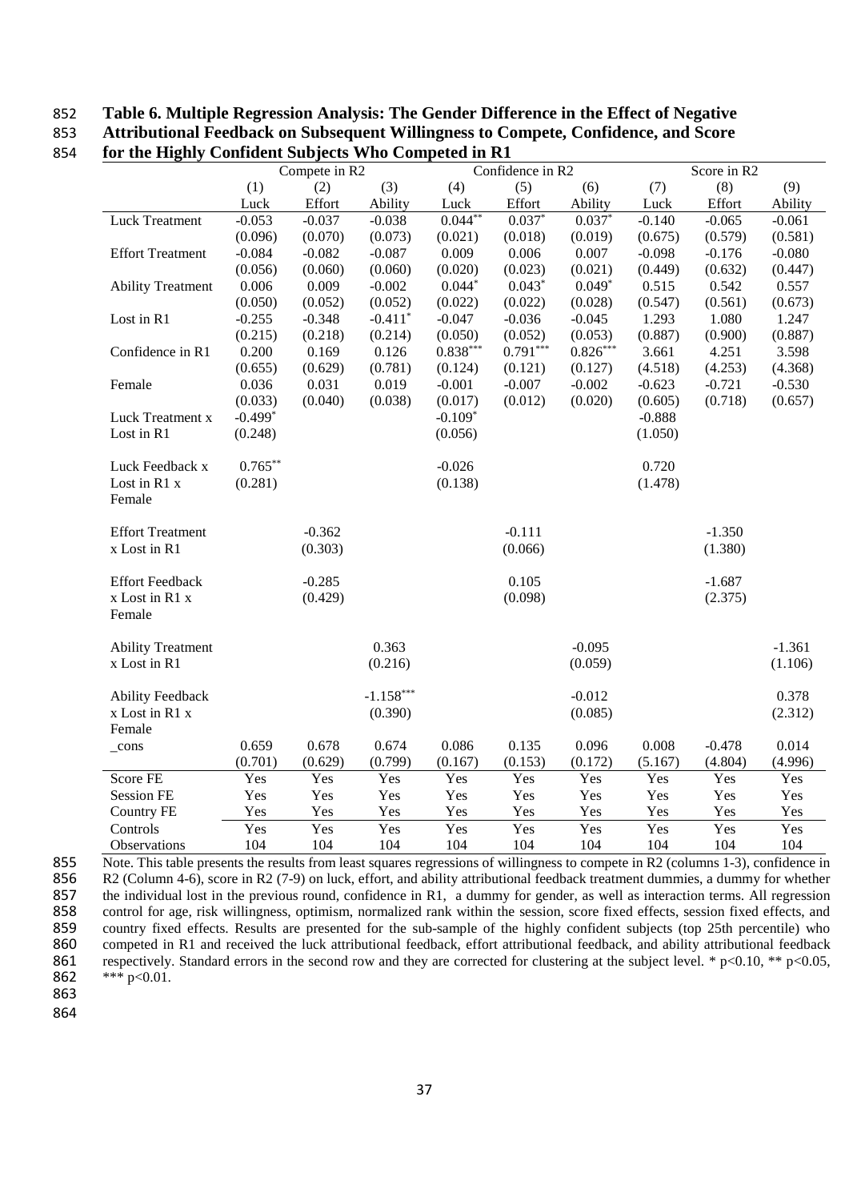**Table 6. Multiple Regression Analysis: The Gender Difference in the Effect of Negative Attributional Feedback on Subsequent Willingness to Compete, Confidence, and Score for the Highly Confident Subjects Who Competed in R1**

| | Compete in R2 | | | Confidence in R2 | | | Score in R2 | | |
|---|---|---|---|---|---|---|---|---|---|
| | (1) | (2) | (3) | (4) | (5) | (6) | (7) | (8) | (9) |
| | Luck | Effort | Ability | Luck | Effort | Ability | Luck | Effort | Ability |
| Luck Treatment | -0.053 | -0.037 | -0.038 | 0.044** | 0.037* | 0.037* | -0.140 | -0.065 | -0.061 |
| | (0.096) | (0.070) | (0.073) | (0.021) | (0.018) | (0.019) | (0.675) | (0.579) | (0.581) |
| Effort Treatment | -0.084 | -0.082 | -0.087 | 0.009 | 0.006 | 0.007 | -0.098 | -0.176 | -0.080 |
| | (0.056) | (0.060) | (0.060) | (0.020) | (0.023) | (0.021) | (0.449) | (0.632) | (0.447) |
| Ability Treatment | 0.006 | 0.009 | -0.002 | 0.044* | 0.043* | 0.049* | 0.515 | 0.542 | 0.557 |
| | (0.050) | (0.052) | (0.052) | (0.022) | (0.022) | (0.028) | (0.547) | (0.561) | (0.673) |
| Lost in R1 | -0.255 | -0.348 | -0.411* | -0.047 | -0.036 | -0.045 | 1.293 | 1.080 | 1.247 |
| | (0.215) | (0.218) | (0.214) | (0.050) | (0.052) | (0.053) | (0.887) | (0.900) | (0.887) |
| Confidence in R1 | 0.200 | 0.169 | 0.126 | 0.838*** | 0.791*** | 0.826*** | 3.661 | 4.251 | 3.598 |
| | (0.655) | (0.629) | (0.781) | (0.124) | (0.121) | (0.127) | (4.518) | (4.253) | (4.368) |
| Female | 0.036 | 0.031 | 0.019 | -0.001 | -0.007 | -0.002 | -0.623 | -0.721 | -0.530 |
| | (0.033) | (0.040) | (0.038) | (0.017) | (0.012) | (0.020) | (0.605) | (0.718) | (0.657) |
| Luck Treatment x Lost in R1 | -0.499* | | | -0.109* | | | -0.888 | | |
| | (0.248) | | | (0.056) | | | (1.050) | | |
| Luck Feedback x Lost in R1 x Female | 0.765** | | | -0.026 | | | 0.720 | | |
| | (0.281) | | | (0.138) | | | (1.478) | | |
| Effort Treatment x Lost in R1 | | -0.362 | | | -0.111 | | | -1.350 | |
| | | (0.303) | | | (0.066) | | | (1.380) | |
| Effort Feedback x Lost in R1 x Female | | -0.285 | | | 0.105 | | | -1.687 | |
| | | (0.429) | | | (0.098) | | | (2.375) | |
| Ability Treatment x Lost in R1 | | | 0.363 | | | -0.095 | | | -1.361 |
| | | | (0.216) | | | (0.059) | | | (1.106) |
| Ability Feedback x Lost in R1 x Female | | | -1.158*** | | | -0.012 | | | 0.378 |
| | | | (0.390) | | | (0.085) | | | (2.312) |
| _cons | 0.659 | 0.678 | 0.674 | 0.086 | 0.135 | 0.096 | 0.008 | -0.478 | 0.014 |
| | (0.701) | (0.629) | (0.799) | (0.167) | (0.153) | (0.172) | (5.167) | (4.804) | (4.996) |
| Score FE | Yes | Yes | Yes | Yes | Yes | Yes | Yes | Yes | Yes |
| Session FE | Yes | Yes | Yes | Yes | Yes | Yes | Yes | Yes | Yes |
| Country FE | Yes | Yes | Yes | Yes | Yes | Yes | Yes | Yes | Yes |
| Controls | Yes | Yes | Yes | Yes | Yes | Yes | Yes | Yes | Yes |
| Observations | 104 | 104 | 104 | 104 | 104 | 104 | 104 | 104 | 104 |

Note. This table presents the results from least squares regressions of willingness to compete in R2 (columns 1-3), confidence in R2 (Column 4-6), score in R2 (7-9) on luck, effort, and ability attributional feedback treatment dummies, a dummy for whether the individual lost in the previous round, confidence in R1, a dummy for gender, as well as interaction terms. All regression control for age, risk willingness, optimism, normalized rank within the session, score fixed effects, session fixed effects, and country fixed effects. Results are presented for the sub-sample of the highly confident subjects (top 25th percentile) who competed in R1 and received the luck attributional feedback, effort attributional feedback, and ability attributional feedback respectively. Standard errors in the second row and they are corrected for clustering at the subject level. * $p<0.10$, ** $p<0.05$, *** $p<0.01$.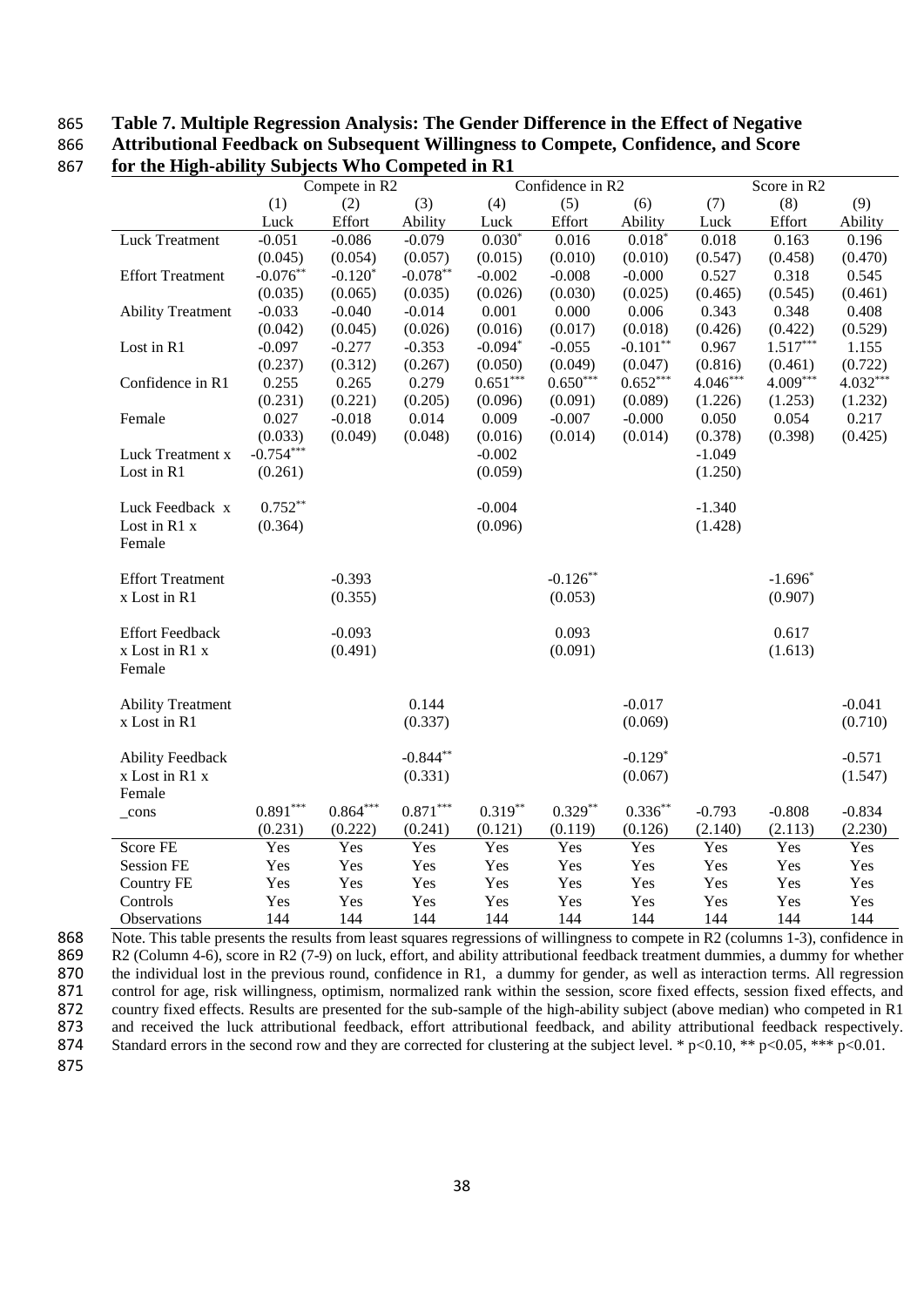**Table 7. Multiple Regression Analysis: The Gender Difference in the Effect of Negative Attributional Feedback on Subsequent Willingness to Compete, Confidence, and Score for the High-ability Subjects Who Competed in R1**

| | Compete in R2 | | | Confidence in R2 | | | Score in R2 | | |
|---|---|---|---|---|---|---|---|---|---|
| | (1) | (2) | (3) | (4) | (5) | (6) | (7) | (8) | (9) |
| | Luck | Effort | Ability | Luck | Effort | Ability | Luck | Effort | Ability |
| Luck Treatment | -0.051 | -0.086 | -0.079 | 0.030* | 0.016 | 0.018* | 0.018 | 0.163 | 0.196 |
| | (0.045) | (0.054) | (0.057) | (0.015) | (0.010) | (0.010) | (0.547) | (0.458) | (0.470) |
| Effort Treatment | -0.076** | -0.120* | -0.078** | -0.002 | -0.008 | -0.000 | 0.527 | 0.318 | 0.545 |
| | (0.035) | (0.065) | (0.035) | (0.026) | (0.030) | (0.025) | (0.465) | (0.545) | (0.461) |
| Ability Treatment | -0.033 | -0.040 | -0.014 | 0.001 | 0.000 | 0.006 | 0.343 | 0.348 | 0.408 |
| | (0.042) | (0.045) | (0.026) | (0.016) | (0.017) | (0.018) | (0.426) | (0.422) | (0.529) |
| Lost in R1 | -0.097 | -0.277 | -0.353 | -0.094* | -0.055 | -0.101** | 0.967 | 1.517*** | 1.155 |
| | (0.237) | (0.312) | (0.267) | (0.050) | (0.049) | (0.047) | (0.816) | (0.461) | (0.722) |
| Confidence in R1 | 0.255 | 0.265 | 0.279 | 0.651*** | 0.650*** | 0.652*** | 4.046*** | 4.009*** | 4.032*** |
| | (0.231) | (0.221) | (0.205) | (0.096) | (0.091) | (0.089) | (1.226) | (1.253) | (1.232) |
| Female | 0.027 | -0.018 | 0.014 | 0.009 | -0.007 | -0.000 | 0.050 | 0.054 | 0.217 |
| | (0.033) | (0.049) | (0.048) | (0.016) | (0.014) | (0.014) | (0.378) | (0.398) | (0.425) |
| Luck Treatment x Lost in R1 | -0.754*** | | | -0.002 | | | -1.049 | | |
| | (0.261) | | | (0.059) | | | (1.250) | | |
| Luck Feedback x Lost in R1 x Female | 0.752** | | | -0.004 | | | -1.340 | | |
| | (0.364) | | | (0.096) | | | (1.428) | | |
| Effort Treatment x Lost in R1 | | -0.393 | | | -0.126** | | | -1.696* | |
| | | (0.355) | | | (0.053) | | | (0.907) | |
| Effort Feedback x Lost in R1 x Female | | -0.093 | | | 0.093 | | | 0.617 | |
| | | (0.491) | | | (0.091) | | | (1.613) | |
| Ability Treatment x Lost in R1 | | | 0.144 | | | -0.017 | | | -0.041 |
| | | | (0.337) | | | (0.069) | | | (0.710) |
| Ability Feedback x Lost in R1 x Female | | | -0.844** | | | -0.129* | | | -0.571 |
| | | | (0.331) | | | (0.067) | | | (1.547) |
| _cons | 0.891*** | 0.864*** | 0.871*** | 0.319** | 0.329** | 0.336** | -0.793 | -0.808 | -0.834 |
| | (0.231) | (0.222) | (0.241) | (0.121) | (0.119) | (0.126) | (2.140) | (2.113) | (2.230) |
| Score FE | Yes | Yes | Yes | Yes | Yes | Yes | Yes | Yes | Yes |
| Session FE | Yes | Yes | Yes | Yes | Yes | Yes | Yes | Yes | Yes |
| Country FE | Yes | Yes | Yes | Yes | Yes | Yes | Yes | Yes | Yes |
| Controls | Yes | Yes | Yes | Yes | Yes | Yes | Yes | Yes | Yes |
| Observations | 144 | 144 | 144 | 144 | 144 | 144 | 144 | 144 | 144 |

Note. This table presents the results from least squares regressions of willingness to compete in R2 (columns 1-3), confidence in R2 (Column 4-6), score in R2 (7-9) on luck, effort, and ability attributional feedback treatment dummies, a dummy for whether the individual lost in the previous round, confidence in R1, a dummy for gender, as well as interaction terms. All regression control for age, risk willingness, optimism, normalized rank within the session, score fixed effects, session fixed effects, and country fixed effects. Results are presented for the sub-sample of the high-ability subject (above median) who competed in R1 and received the luck attributional feedback, effort attributional feedback, and ability attributional feedback respectively. Standard errors in the second row and they are corrected for clustering at the subject level. * p<0.10, ** p<0.05, *** p<0.01.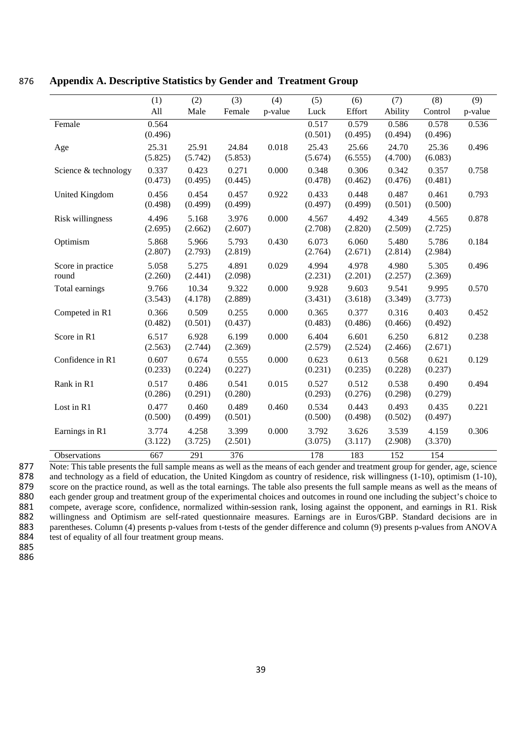## Appendix A. Descriptive Statistics by Gender and Treatment Group

| | (1) All | (2) Male | (3) Female | (4) p-value | (5) Luck | (6) Effort | (7) Ability | (8) Control | (9) p-value |
|---|---|---|---|---|---|---|---|---|---|
| Female | 0.564 | | | | 0.517 | 0.579 | 0.586 | 0.578 | 0.536 |
| | (0.496) | | | | (0.501) | (0.495) | (0.494) | (0.496) | |
| Age | 25.31 | 25.91 | 24.84 | 0.018 | 25.43 | 25.66 | 24.70 | 25.36 | 0.496 |
| | (5.825) | (5.742) | (5.853) | | (5.674) | (6.555) | (4.700) | (6.083) | |
| Science & technology | 0.337 | 0.423 | 0.271 | 0.000 | 0.348 | 0.306 | 0.342 | 0.357 | 0.758 |
| | (0.473) | (0.495) | (0.445) | | (0.478) | (0.462) | (0.476) | (0.481) | |
| United Kingdom | 0.456 | 0.454 | 0.457 | 0.922 | 0.433 | 0.448 | 0.487 | 0.461 | 0.793 |
| | (0.498) | (0.499) | (0.499) | | (0.497) | (0.499) | (0.501) | (0.500) | |
| Risk willingness | 4.496 | 5.168 | 3.976 | 0.000 | 4.567 | 4.492 | 4.349 | 4.565 | 0.878 |
| | (2.695) | (2.662) | (2.607) | | (2.708) | (2.820) | (2.509) | (2.725) | |
| Optimism | 5.868 | 5.966 | 5.793 | 0.430 | 6.073 | 6.060 | 5.480 | 5.786 | 0.184 |
| | (2.807) | (2.793) | (2.819) | | (2.764) | (2.671) | (2.814) | (2.984) | |
| Score in practice round | 5.058 | 5.275 | 4.891 | 0.029 | 4.994 | 4.978 | 4.980 | 5.305 | 0.496 |
| | (2.260) | (2.441) | (2.098) | | (2.231) | (2.201) | (2.257) | (2.369) | |
| Total earnings | 9.766 | 10.34 | 9.322 | 0.000 | 9.928 | 9.603 | 9.541 | 9.995 | 0.570 |
| | (3.543) | (4.178) | (2.889) | | (3.431) | (3.618) | (3.349) | (3.773) | |
| Competed in R1 | 0.366 | 0.509 | 0.255 | 0.000 | 0.365 | 0.377 | 0.316 | 0.403 | 0.452 |
| | (0.482) | (0.501) | (0.437) | | (0.483) | (0.486) | (0.466) | (0.492) | |
| Score in R1 | 6.517 | 6.928 | 6.199 | 0.000 | 6.404 | 6.601 | 6.250 | 6.812 | 0.238 |
| | (2.563) | (2.744) | (2.369) | | (2.579) | (2.524) | (2.466) | (2.671) | |
| Confidence in R1 | 0.607 | 0.674 | 0.555 | 0.000 | 0.623 | 0.613 | 0.568 | 0.621 | 0.129 |
| | (0.233) | (0.224) | (0.227) | | (0.231) | (0.235) | (0.228) | (0.237) | |
| Rank in R1 | 0.517 | 0.486 | 0.541 | 0.015 | 0.527 | 0.512 | 0.538 | 0.490 | 0.494 |
| | (0.286) | (0.291) | (0.280) | | (0.293) | (0.276) | (0.298) | (0.279) | |
| Lost in R1 | 0.477 | 0.460 | 0.489 | 0.460 | 0.534 | 0.443 | 0.493 | 0.435 | 0.221 |
| | (0.500) | (0.499) | (0.501) | | (0.500) | (0.498) | (0.502) | (0.497) | |
| Earnings in R1 | 3.774 | 4.258 | 3.399 | 0.000 | 3.792 | 3.626 | 3.539 | 4.159 | 0.306 |
| | (3.122) | (3.725) | (2.501) | | (3.075) | (3.117) | (2.908) | (3.370) | |
| Observations | 667 | 291 | 376 | | 178 | 183 | 152 | 154 | |

Note: This table presents the full sample means as well as the means of each gender and treatment group for gender, age, science and technology as a field of education, the United Kingdom as country of residence, risk willingness (1-10), optimism (1-10), score on the practice round, as well as the total earnings. The table also presents the full sample means as well as the means of each gender group and treatment group of the experimental choices and outcomes in round one including the subject's choice to compete, average score, confidence, normalized within-session rank, losing against the opponent, and earnings in R1. Risk willingness and Optimism are self-rated questionnaire measures. Earnings are in Euros/GBP. Standard decisions are in parentheses. Column (4) presents p-values from t-tests of the gender difference and column (9) presents p-values from ANOVA test of equality of all four treatment group means.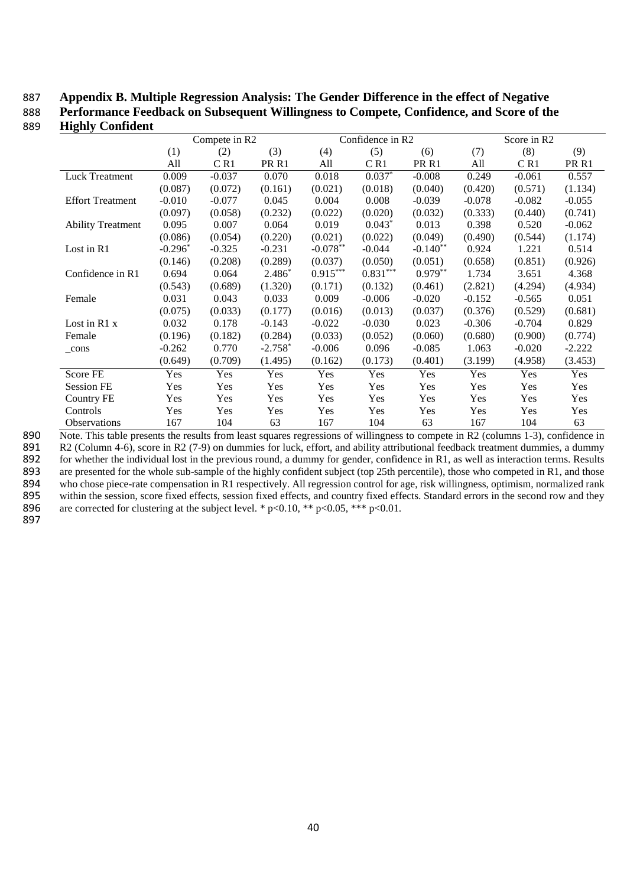**Appendix B. Multiple Regression Analysis: The Gender Difference in the effect of Negative Performance Feedback on Subsequent Willingness to Compete, Confidence, and Score of the Highly Confident**

| | Compete in R2 | | | Confidence in R2 | | | Score in R2 | | |
|---|---|---|---|---|---|---|---|---|---|
| | (1) | (2) | (3) | (4) | (5) | (6) | (7) | (8) | (9) |
| | All | C R1 | PR R1 | All | C R1 | PR R1 | All | C R1 | PR R1 |
| Luck Treatment | 0.009 | -0.037 | 0.070 | 0.018 | 0.037* | -0.008 | 0.249 | -0.061 | 0.557 |
| | (0.087) | (0.072) | (0.161) | (0.021) | (0.018) | (0.040) | (0.420) | (0.571) | (1.134) |
| Effort Treatment | -0.010 | -0.077 | 0.045 | 0.004 | 0.008 | -0.039 | -0.078 | -0.082 | -0.055 |
| | (0.097) | (0.058) | (0.232) | (0.022) | (0.020) | (0.032) | (0.333) | (0.440) | (0.741) |
| Ability Treatment | 0.095 | 0.007 | 0.064 | 0.019 | 0.043* | 0.013 | 0.398 | 0.520 | -0.062 |
| | (0.086) | (0.054) | (0.220) | (0.021) | (0.022) | (0.049) | (0.490) | (0.544) | (1.174) |
| Lost in R1 | -0.296* | -0.325 | -0.231 | -0.078** | -0.044 | -0.140** | 0.924 | 1.221 | 0.514 |
| | (0.146) | (0.208) | (0.289) | (0.037) | (0.050) | (0.051) | (0.658) | (0.851) | (0.926) |
| Confidence in R1 | 0.694 | 0.064 | 2.486* | 0.915*** | 0.831*** | 0.979** | 1.734 | 3.651 | 4.368 |
| | (0.543) | (0.689) | (1.320) | (0.171) | (0.132) | (0.461) | (2.821) | (4.294) | (4.934) |
| Female | 0.031 | 0.043 | 0.033 | 0.009 | -0.006 | -0.020 | -0.152 | -0.565 | 0.051 |
| | (0.075) | (0.033) | (0.177) | (0.016) | (0.013) | (0.037) | (0.376) | (0.529) | (0.681) |
| Lost in R1 x Female | 0.032 | 0.178 | -0.143 | -0.022 | -0.030 | 0.023 | -0.306 | -0.704 | 0.829 |
| | (0.196) | (0.182) | (0.284) | (0.033) | (0.052) | (0.060) | (0.680) | (0.900) | (0.774) |
| _cons | -0.262 | 0.770 | -2.758* | -0.006 | 0.096 | -0.085 | 1.063 | -0.020 | -2.222 |
| | (0.649) | (0.709) | (1.495) | (0.162) | (0.173) | (0.401) | (3.199) | (4.958) | (3.453) |
| Score FE | Yes | Yes | Yes | Yes | Yes | Yes | Yes | Yes | Yes |
| Session FE | Yes | Yes | Yes | Yes | Yes | Yes | Yes | Yes | Yes |
| Country FE | Yes | Yes | Yes | Yes | Yes | Yes | Yes | Yes | Yes |
| Controls | Yes | Yes | Yes | Yes | Yes | Yes | Yes | Yes | Yes |
| Observations | 167 | 104 | 63 | 167 | 104 | 63 | 167 | 104 | 63 |

Note. This table presents the results from least squares regressions of willingness to compete in R2 (columns 1-3), confidence in R2 (Column 4-6), score in R2 (7-9) on dummies for luck, effort, and ability attributional feedback treatment dummies, a dummy for whether the individual lost in the previous round, a dummy for gender, confidence in R1, as well as interaction terms. Results are presented for the whole sub-sample of the highly confident subject (top 25th percentile), those who competed in R1, and those who chose piece-rate compensation in R1 respectively. All regression control for age, risk willingness, optimism, normalized rank within the session, score fixed effects, session fixed effects, and country fixed effects. Standard errors in the second row and they are corrected for clustering at the subject level. * $p<0.10$, ** $p<0.05$, *** $p<0.01$.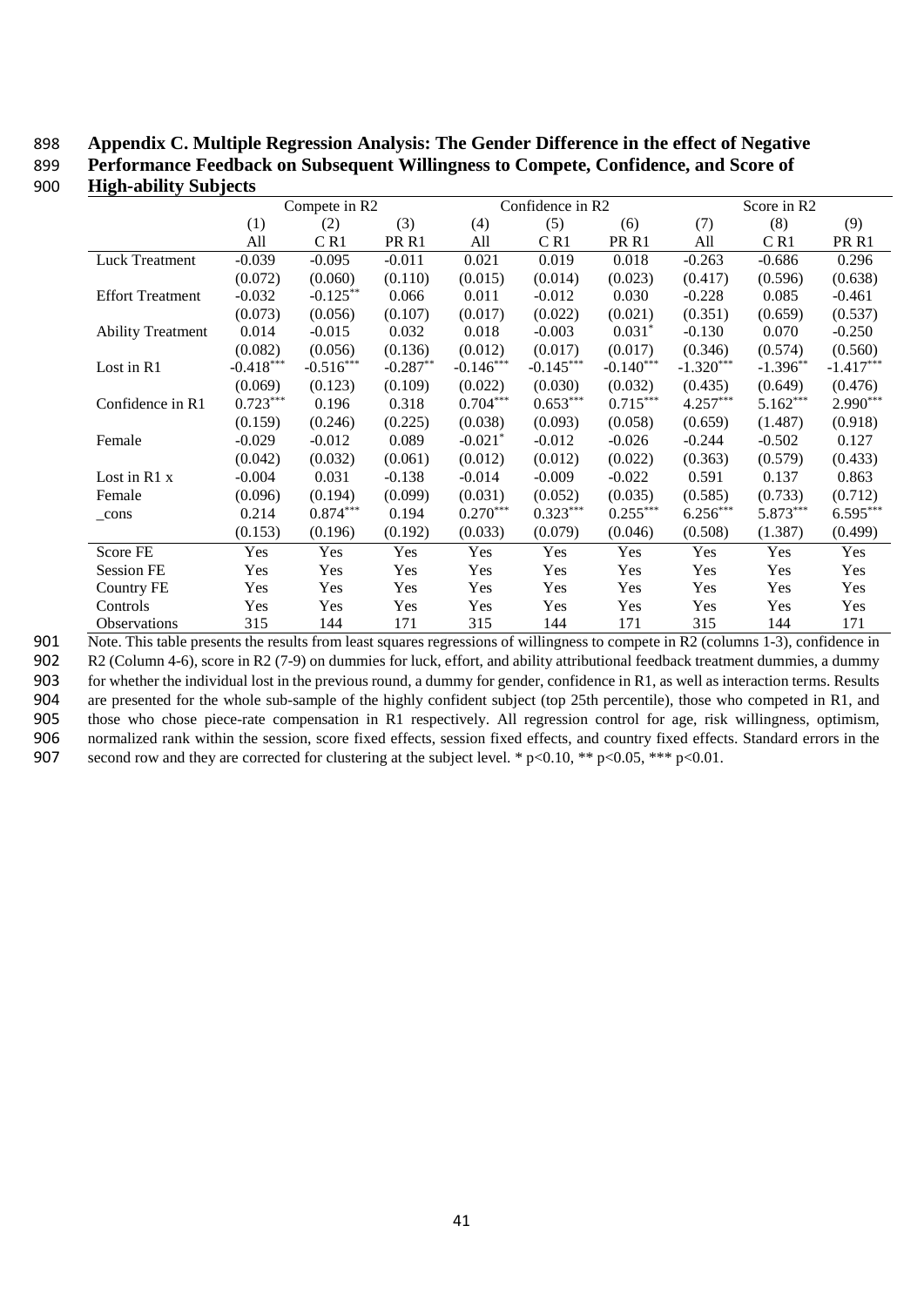**Appendix C. Multiple Regression Analysis: The Gender Difference in the effect of Negative Performance Feedback on Subsequent Willingness to Compete, Confidence, and Score of High-ability Subjects**

| | Compete in R2 | | | Confidence in R2 | | | Score in R2 | | |
|---|---|---|---|---|---|---|---|---|---|
| | (1) | (2) | (3) | (4) | (5) | (6) | (7) | (8) | (9) |
| | All | C R1 | PR R1 | All | C R1 | PR R1 | All | C R1 | PR R1 |
| Luck Treatment | -0.039 | -0.095 | -0.011 | 0.021 | 0.019 | 0.018 | -0.263 | -0.686 | 0.296 |
| | (0.072) | (0.060) | (0.110) | (0.015) | (0.014) | (0.023) | (0.417) | (0.596) | (0.638) |
| Effort Treatment | -0.032 | -0.125** | 0.066 | 0.011 | -0.012 | 0.030 | -0.228 | 0.085 | -0.461 |
| | (0.073) | (0.056) | (0.107) | (0.017) | (0.022) | (0.021) | (0.351) | (0.659) | (0.537) |
| Ability Treatment | 0.014 | -0.015 | 0.032 | 0.018 | -0.003 | 0.031* | -0.130 | 0.070 | -0.250 |
| | (0.082) | (0.056) | (0.136) | (0.012) | (0.017) | (0.017) | (0.346) | (0.574) | (0.560) |
| Lost in R1 | -0.418*** | -0.516*** | -0.287** | -0.146*** | -0.145*** | -0.140*** | -1.320*** | -1.396** | -1.417*** |
| | (0.069) | (0.123) | (0.109) | (0.022) | (0.030) | (0.032) | (0.435) | (0.649) | (0.476) |
| Confidence in R1 | 0.723*** | 0.196 | 0.318 | 0.704*** | 0.653*** | 0.715*** | 4.257*** | 5.162*** | 2.990*** |
| | (0.159) | (0.246) | (0.225) | (0.038) | (0.093) | (0.058) | (0.659) | (1.487) | (0.918) |
| Female | -0.029 | -0.012 | 0.089 | -0.021* | -0.012 | -0.026 | -0.244 | -0.502 | 0.127 |
| | (0.042) | (0.032) | (0.061) | (0.012) | (0.012) | (0.022) | (0.363) | (0.579) | (0.433) |
| Lost in R1 x | -0.004 | 0.031 | -0.138 | -0.014 | -0.009 | -0.022 | 0.591 | 0.137 | 0.863 |
| Female | (0.096) | (0.194) | (0.099) | (0.031) | (0.052) | (0.035) | (0.585) | (0.733) | (0.712) |
| _cons | 0.214 | 0.874*** | 0.194 | 0.270*** | 0.323*** | 0.255*** | 6.256*** | 5.873*** | 6.595*** |
| | (0.153) | (0.196) | (0.192) | (0.033) | (0.079) | (0.046) | (0.508) | (1.387) | (0.499) |
| Score FE | Yes | Yes | Yes | Yes | Yes | Yes | Yes | Yes | Yes |
| Session FE | Yes | Yes | Yes | Yes | Yes | Yes | Yes | Yes | Yes |
| Country FE | Yes | Yes | Yes | Yes | Yes | Yes | Yes | Yes | Yes |
| Controls | Yes | Yes | Yes | Yes | Yes | Yes | Yes | Yes | Yes |
| Observations | 315 | 144 | 171 | 315 | 144 | 171 | 315 | 144 | 171 |

Note. This table presents the results from least squares regressions of willingness to compete in R2 (columns 1-3), confidence in R2 (Column 4-6), score in R2 (7-9) on dummies for luck, effort, and ability attributional feedback treatment dummies, a dummy for whether the individual lost in the previous round, a dummy for gender, confidence in R1, as well as interaction terms. Results are presented for the whole sub-sample of the highly confident subject (top 25th percentile), those who competed in R1, and those who chose piece-rate compensation in R1 respectively. All regression control for age, risk willingness, optimism, normalized rank within the session, score fixed effects, session fixed effects, and country fixed effects. Standard errors in the second row and they are corrected for clustering at the subject level. * $p<0.10$, ** $p<0.05$, *** $p<0.01$.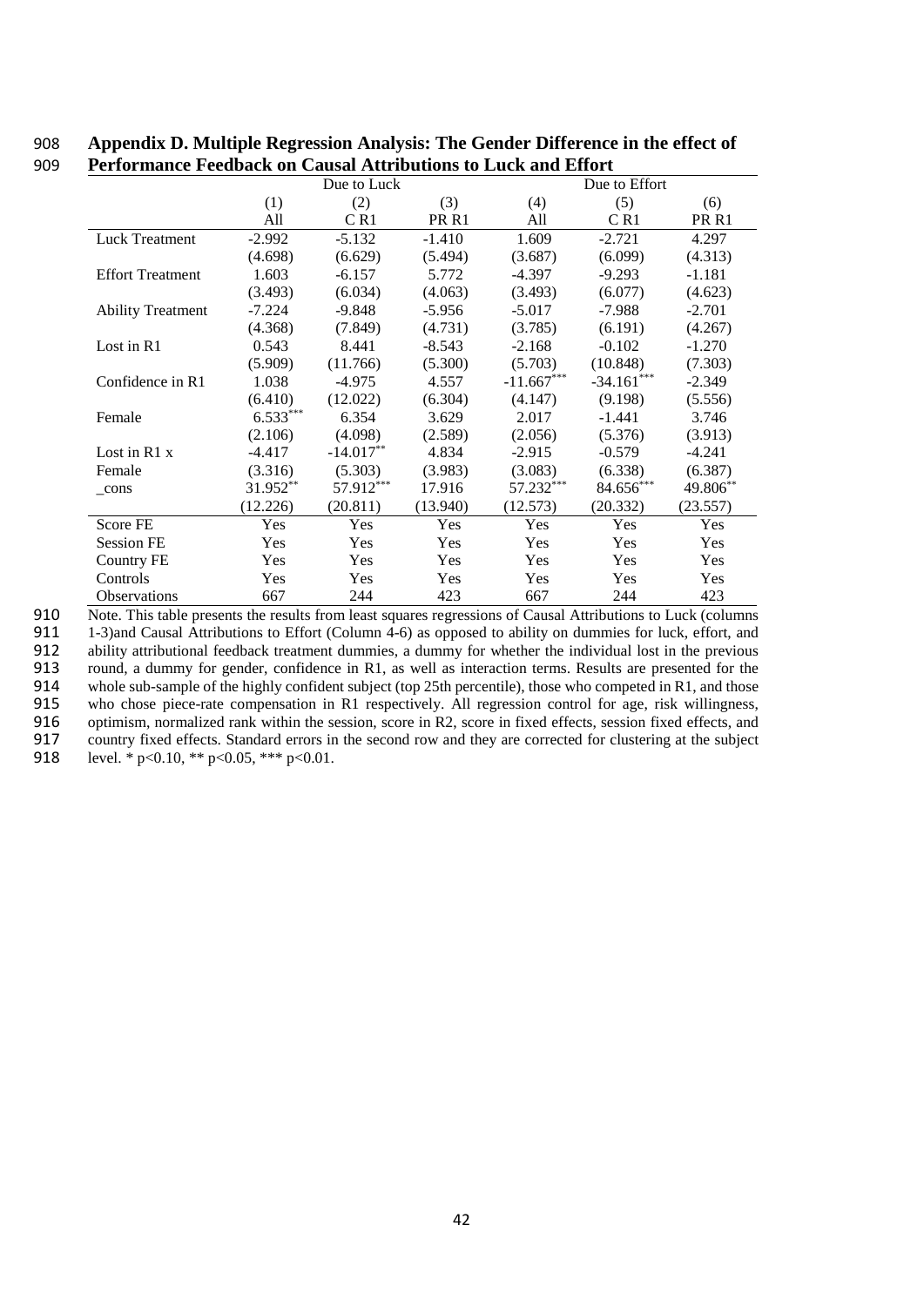**Appendix D. Multiple Regression Analysis: The Gender Difference in the effect of Performance Feedback on Causal Attributions to Luck and Effort**

| | Due to Luck | | | Due to Effort | | |
|---|---|---|---|---|---|---|
| | (1) | (2) | (3) | (4) | (5) | (6) |
| | All | C R1 | PR R1 | All | C R1 | PR R1 |
| Luck Treatment | -2.992 | -5.132 | -1.410 | 1.609 | -2.721 | 4.297 |
| | (4.698) | (6.629) | (5.494) | (3.687) | (6.099) | (4.313) |
| Effort Treatment | 1.603 | -6.157 | 5.772 | -4.397 | -9.293 | -1.181 |
| | (3.493) | (6.034) | (4.063) | (3.493) | (6.077) | (4.623) |
| Ability Treatment | -7.224 | -9.848 | -5.956 | -5.017 | -7.988 | -2.701 |
| | (4.368) | (7.849) | (4.731) | (3.785) | (6.191) | (4.267) |
| Lost in R1 | 0.543 | 8.441 | -8.543 | -2.168 | -0.102 | -1.270 |
| | (5.909) | (11.766) | (5.300) | (5.703) | (10.848) | (7.303) |
| Confidence in R1 | 1.038 | -4.975 | 4.557 | -11.667*** | -34.161*** | -2.349 |
| | (6.410) | (12.022) | (6.304) | (4.147) | (9.198) | (5.556) |
| Female | 6.533*** | 6.354 | 3.629 | 2.017 | -1.441 | 3.746 |
| | (2.106) | (4.098) | (2.589) | (2.056) | (5.376) | (3.913) |
| Lost in R1 x Female | -4.417 | -14.017** | 4.834 | -2.915 | -0.579 | -4.241 |
| | (3.316) | (5.303) | (3.983) | (3.083) | (6.338) | (6.387) |
| _cons | 31.952** | 57.912*** | 17.916 | 57.232*** | 84.656*** | 49.806** |
| | (12.226) | (20.811) | (13.940) | (12.573) | (20.332) | (23.557) |
| Score FE | Yes | Yes | Yes | Yes | Yes | Yes |
| Session FE | Yes | Yes | Yes | Yes | Yes | Yes |
| Country FE | Yes | Yes | Yes | Yes | Yes | Yes |
| Controls | Yes | Yes | Yes | Yes | Yes | Yes |
| Observations | 667 | 244 | 423 | 667 | 244 | 423 |

Note. This table presents the results from least squares regressions of Causal Attributions to Luck (columns 1-3)and Causal Attributions to Effort (Column 4-6) as opposed to ability on dummies for luck, effort, and ability attributional feedback treatment dummies, a dummy for whether the individual lost in the previous round, a dummy for gender, confidence in R1, as well as interaction terms. Results are presented for the whole sub-sample of the highly confident subject (top 25th percentile), those who competed in R1, and those who chose piece-rate compensation in R1 respectively. All regression control for age, risk willingness, optimism, normalized rank within the session, score in R2, score in fixed effects, session fixed effects, and country fixed effects. Standard errors in the second row and they are corrected for clustering at the subject level. * p<0.10, ** p<0.05, *** p<0.01.